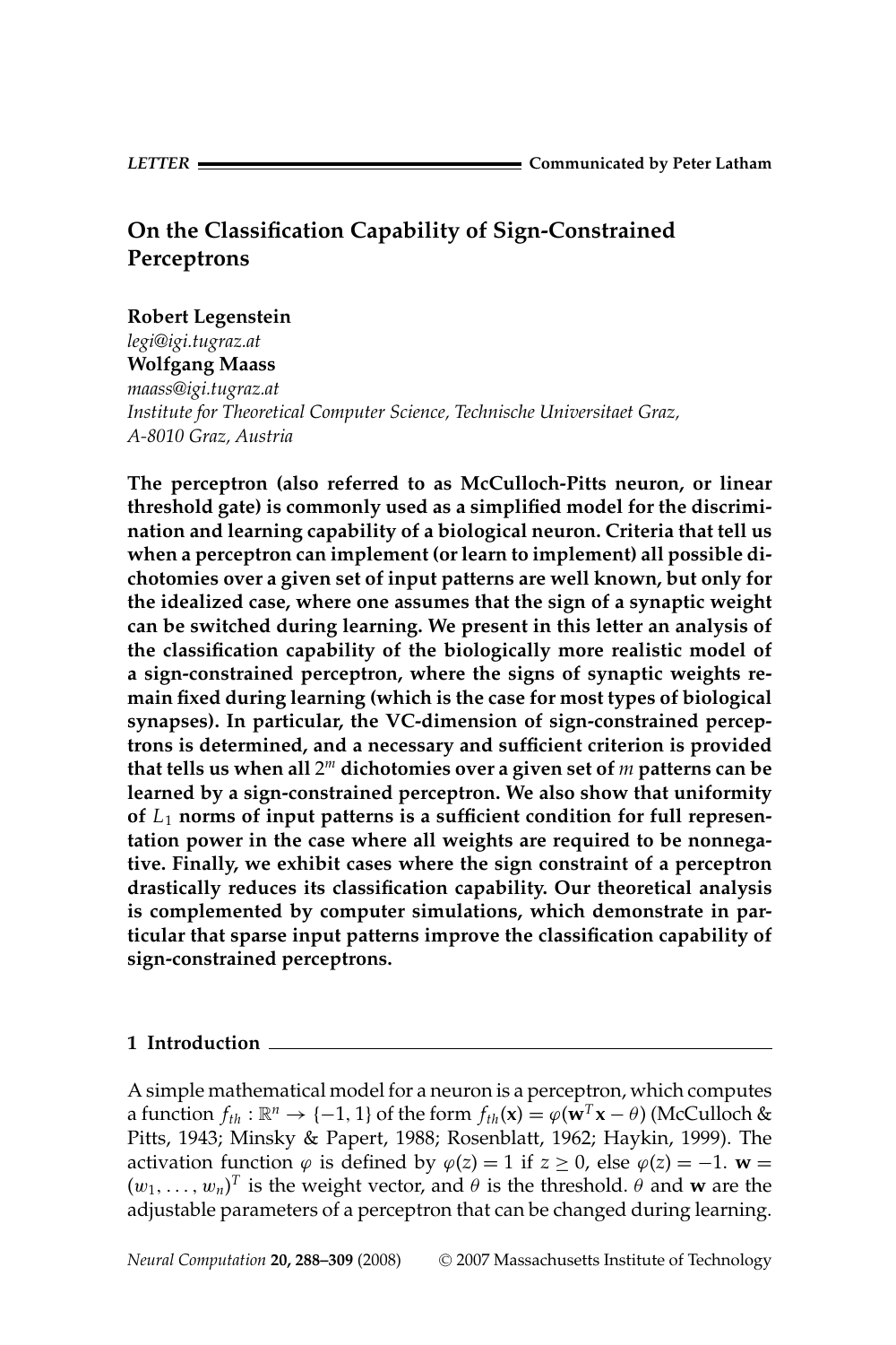LETTER Communicated by Peter Latham

# On the Classification Capability of Sign-Constrained Perceptrons

**Robert Legenstein**
*legi@igi.tugraz.at*
**Wolfgang Maass**
*maass@igi.tugraz.at*
*Institute for Theoretical Computer Science, Technische Universitaet Graz, A-8010 Graz, Austria*

**The perceptron (also referred to as McCulloch-Pitts neuron, or linear threshold gate) is commonly used as a simplified model for the discrimination and learning capability of a biological neuron. Criteria that tell us when a perceptron can implement (or learn to implement) all possible dichotomies over a given set of input patterns are well known, but only for the idealized case, where one assumes that the sign of a synaptic weight can be switched during learning. We present in this letter an analysis of the classification capability of the biologically more realistic model of a sign-constrained perceptron, where the signs of synaptic weights remain fixed during learning (which is the case for most types of biological synapses). In particular, the VC-dimension of sign-constrained perceptrons is determined, and a necessary and sufficient criterion is provided that tells us when all $2^m$ dichotomies over a given set of $m$ patterns can be learned by a sign-constrained perceptron. We also show that uniformity of $L_1$ norms of input patterns is a sufficient condition for full representation power in the case where all weights are required to be nonnegative. Finally, we exhibit cases where the sign constraint of a perceptron drastically reduces its classification capability. Our theoretical analysis is complemented by computer simulations, which demonstrate in particular that sparse input patterns improve the classification capability of sign-constrained perceptrons.**

## 1 Introduction

A simple mathematical model for a neuron is a perceptron, which computes a function $f_{th} : \mathbb{R}^n \to \{-1, 1\}$ of the form $f_{th}(\mathbf{x}) = \varphi(\mathbf{w}^T\mathbf{x} - \theta)$ (McCulloch & Pitts, 1943; Minsky & Papert, 1988; Rosenblatt, 1962; Haykin, 1999). The activation function $\varphi$ is defined by $\varphi(z) = 1$ if $z \geq 0$, else $\varphi(z) = -1$. $\mathbf{w} = (w_1, \ldots, w_n)^T$ is the weight vector, and $\theta$ is the threshold. $\theta$ and $\mathbf{w}$ are the adjustable parameters of a perceptron that can be changed during learning.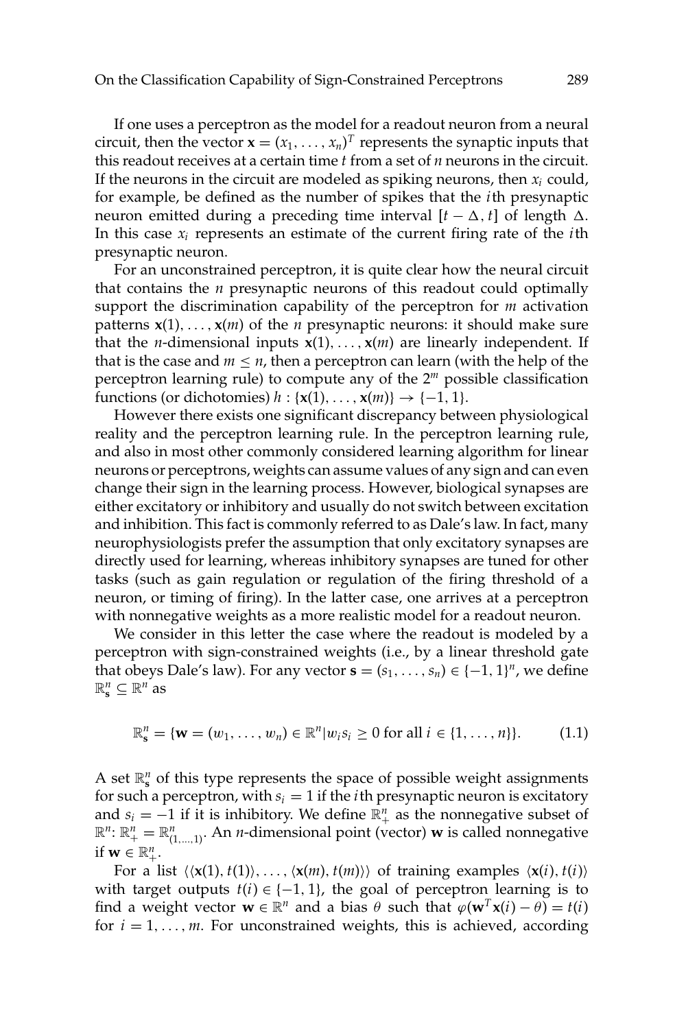If one uses a perceptron as the model for a readout neuron from a neural circuit, then the vector $\mathbf{x} = (x_1, \ldots, x_n)^T$ represents the synaptic inputs that this readout receives at a certain time $t$ from a set of $n$ neurons in the circuit. If the neurons in the circuit are modeled as spiking neurons, then $x_i$ could, for example, be defined as the number of spikes that the $i$th presynaptic neuron emitted during a preceding time interval $[t - \Delta, t]$ of length $\Delta$. In this case $x_i$ represents an estimate of the current firing rate of the $i$th presynaptic neuron.

For an unconstrained perceptron, it is quite clear how the neural circuit that contains the $n$ presynaptic neurons of this readout could optimally support the discrimination capability of the perceptron for $m$ activation patterns $\mathbf{x}(1), \ldots, \mathbf{x}(m)$ of the $n$ presynaptic neurons: it should make sure that the $n$-dimensional inputs $\mathbf{x}(1), \ldots, \mathbf{x}(m)$ are linearly independent. If that is the case and $m \leq n$, then a perceptron can learn (with the help of the perceptron learning rule) to compute any of the $2^m$ possible classification functions (or dichotomies) $h : \{\mathbf{x}(1), \ldots, \mathbf{x}(m)\} \rightarrow \{-1, 1\}$.

However there exists one significant discrepancy between physiological reality and the perceptron learning rule. In the perceptron learning rule, and also in most other commonly considered learning algorithm for linear neurons or perceptrons, weights can assume values of any sign and can even change their sign in the learning process. However, biological synapses are either excitatory or inhibitory and usually do not switch between excitation and inhibition. This fact is commonly referred to as Dale's law. In fact, many neurophysiologists prefer the assumption that only excitatory synapses are directly used for learning, whereas inhibitory synapses are tuned for other tasks (such as gain regulation or regulation of the firing threshold of a neuron, or timing of firing). In the latter case, one arrives at a perceptron with nonnegative weights as a more realistic model for a readout neuron.

We consider in this letter the case where the readout is modeled by a perceptron with sign-constrained weights (i.e., by a linear threshold gate that obeys Dale's law). For any vector $\mathbf{s} = (s_1, \ldots, s_n) \in \{-1, 1\}^n$, we define $\mathbb{R}^n_{\mathbf{s}} \subseteq \mathbb{R}^n$ as

$$\mathbb{R}^n_{\mathbf{s}} = \{\mathbf{w} = (w_1, \ldots, w_n) \in \mathbb{R}^n | w_i s_i \geq 0 \text{ for all } i \in \{1, \ldots, n\}\}. \tag{1.1}$$

A set $\mathbb{R}^n_{\mathbf{s}}$ of this type represents the space of possible weight assignments for such a perceptron, with $s_i = 1$ if the $i$th presynaptic neuron is excitatory and $s_i = -1$ if it is inhibitory. We define $\mathbb{R}^n_+$ as the nonnegative subset of $\mathbb{R}^n$: $\mathbb{R}^n_+ = \mathbb{R}^n_{(1,\ldots,1)}$. An $n$-dimensional point (vector) $\mathbf{w}$ is called nonnegative if $\mathbf{w} \in \mathbb{R}^n_+$.

For a list $\langle\langle \mathbf{x}(1), t(1)\rangle, \ldots, \langle \mathbf{x}(m), t(m)\rangle\rangle$ of training examples $\langle \mathbf{x}(i), t(i)\rangle$ with target outputs $t(i) \in \{-1, 1\}$, the goal of perceptron learning is to find a weight vector $\mathbf{w} \in \mathbb{R}^n$ and a bias $\theta$ such that $\varphi(\mathbf{w}^T \mathbf{x}(i) - \theta) = t(i)$ for $i = 1, \ldots, m$. For unconstrained weights, this is achieved, according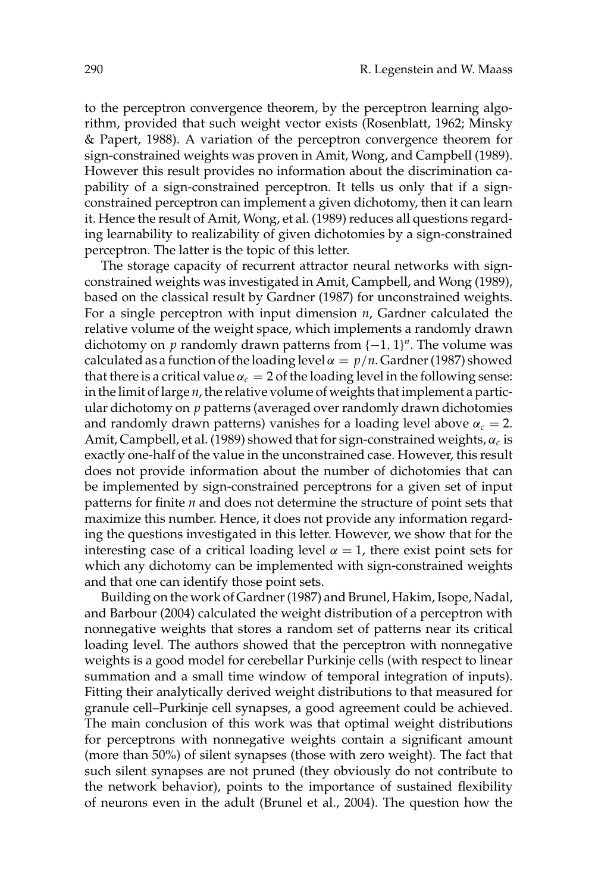to the perceptron convergence theorem, by the perceptron learning algorithm, provided that such weight vector exists (Rosenblatt, 1962; Minsky & Papert, 1988). A variation of the perceptron convergence theorem for sign-constrained weights was proven in Amit, Wong, and Campbell (1989). However this result provides no information about the discrimination capability of a sign-constrained perceptron. It tells us only that if a sign-constrained perceptron can implement a given dichotomy, then it can learn it. Hence the result of Amit, Wong, et al. (1989) reduces all questions regarding learnability to realizability of given dichotomies by a sign-constrained perceptron. The latter is the topic of this letter.

The storage capacity of recurrent attractor neural networks with sign-constrained weights was investigated in Amit, Campbell, and Wong (1989), based on the classical result by Gardner (1987) for unconstrained weights. For a single perceptron with input dimension $n$, Gardner calculated the relative volume of the weight space, which implements a randomly drawn dichotomy on $p$ randomly drawn patterns from $\{-1, 1\}^n$. The volume was calculated as a function of the loading level $\alpha = p/n$. Gardner (1987) showed that there is a critical value $\alpha_c = 2$ of the loading level in the following sense: in the limit of large $n$, the relative volume of weights that implement a particular dichotomy on $p$ patterns (averaged over randomly drawn dichotomies and randomly drawn patterns) vanishes for a loading level above $\alpha_c = 2$. Amit, Campbell, et al. (1989) showed that for sign-constrained weights, $\alpha_c$ is exactly one-half of the value in the unconstrained case. However, this result does not provide information about the number of dichotomies that can be implemented by sign-constrained perceptrons for a given set of input patterns for finite $n$ and does not determine the structure of point sets that maximize this number. Hence, it does not provide any information regarding the questions investigated in this letter. However, we show that for the interesting case of a critical loading level $\alpha = 1$, there exist point sets for which any dichotomy can be implemented with sign-constrained weights and that one can identify those point sets.

Building on the work of Gardner (1987) and Brunel, Hakim, Isope, Nadal, and Barbour (2004) calculated the weight distribution of a perceptron with nonnegative weights that stores a random set of patterns near its critical loading level. The authors showed that the perceptron with nonnegative weights is a good model for cerebellar Purkinje cells (with respect to linear summation and a small time window of temporal integration of inputs). Fitting their analytically derived weight distributions to that measured for granule cell–Purkinje cell synapses, a good agreement could be achieved. The main conclusion of this work was that optimal weight distributions for perceptrons with nonnegative weights contain a significant amount (more than 50%) of silent synapses (those with zero weight). The fact that such silent synapses are not pruned (they obviously do not contribute to the network behavior), points to the importance of sustained flexibility of neurons even in the adult (Brunel et al., 2004). The question how the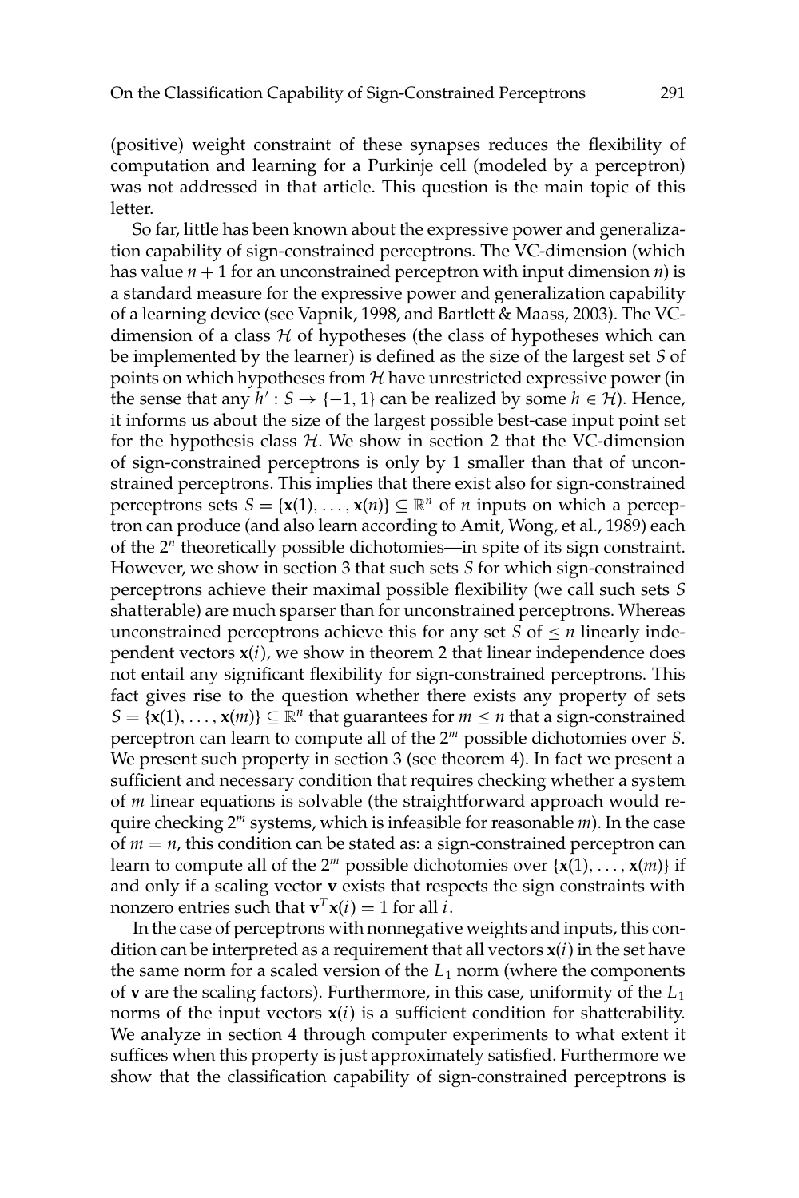(positive) weight constraint of these synapses reduces the flexibility of computation and learning for a Purkinje cell (modeled by a perceptron) was not addressed in that article. This question is the main topic of this letter.

So far, little has been known about the expressive power and generalization capability of sign-constrained perceptrons. The VC-dimension (which has value $n+1$ for an unconstrained perceptron with input dimension $n$) is a standard measure for the expressive power and generalization capability of a learning device (see Vapnik, 1998, and Bartlett & Maass, 2003). The VC-dimension of a class $\mathcal{H}$ of hypotheses (the class of hypotheses which can be implemented by the learner) is defined as the size of the largest set $S$ of points on which hypotheses from $\mathcal{H}$ have unrestricted expressive power (in the sense that any $h' : S \rightarrow \{-1, 1\}$ can be realized by some $h \in \mathcal{H}$). Hence, it informs us about the size of the largest possible best-case input point set for the hypothesis class $\mathcal{H}$. We show in section 2 that the VC-dimension of sign-constrained perceptrons is only by 1 smaller than that of unconstrained perceptrons. This implies that there exist also for sign-constrained perceptrons sets $S = \{\mathbf{x}(1), \ldots, \mathbf{x}(n)\} \subseteq \mathbb{R}^n$ of $n$ inputs on which a perceptron can produce (and also learn according to Amit, Wong, et al., 1989) each of the $2^n$ theoretically possible dichotomies—in spite of its sign constraint. However, we show in section 3 that such sets $S$ for which sign-constrained perceptrons achieve their maximal possible flexibility (we call such sets $S$ shatterable) are much sparser than for unconstrained perceptrons. Whereas unconstrained perceptrons achieve this for any set $S$ of $\leq n$ linearly independent vectors $\mathbf{x}(i)$, we show in theorem 2 that linear independence does not entail any significant flexibility for sign-constrained perceptrons. This fact gives rise to the question whether there exists any property of sets $S = \{\mathbf{x}(1), \ldots, \mathbf{x}(m)\} \subseteq \mathbb{R}^n$ that guarantees for $m \leq n$ that a sign-constrained perceptron can learn to compute all of the $2^m$ possible dichotomies over $S$. We present such property in section 3 (see theorem 4). In fact we present a sufficient and necessary condition that requires checking whether a system of $m$ linear equations is solvable (the straightforward approach would require checking $2^m$ systems, which is infeasible for reasonable $m$). In the case of $m = n$, this condition can be stated as: a sign-constrained perceptron can learn to compute all of the $2^m$ possible dichotomies over $\{\mathbf{x}(1), \ldots, \mathbf{x}(m)\}$ if and only if a scaling vector $\mathbf{v}$ exists that respects the sign constraints with nonzero entries such that $\mathbf{v}^T\mathbf{x}(i) = 1$ for all $i$.

In the case of perceptrons with nonnegative weights and inputs, this condition can be interpreted as a requirement that all vectors $\mathbf{x}(i)$ in the set have the same norm for a scaled version of the $L_1$ norm (where the components of $\mathbf{v}$ are the scaling factors). Furthermore, in this case, uniformity of the $L_1$ norms of the input vectors $\mathbf{x}(i)$ is a sufficient condition for shatterability. We analyze in section 4 through computer experiments to what extent it suffices when this property is just approximately satisfied. Furthermore we show that the classification capability of sign-constrained perceptrons is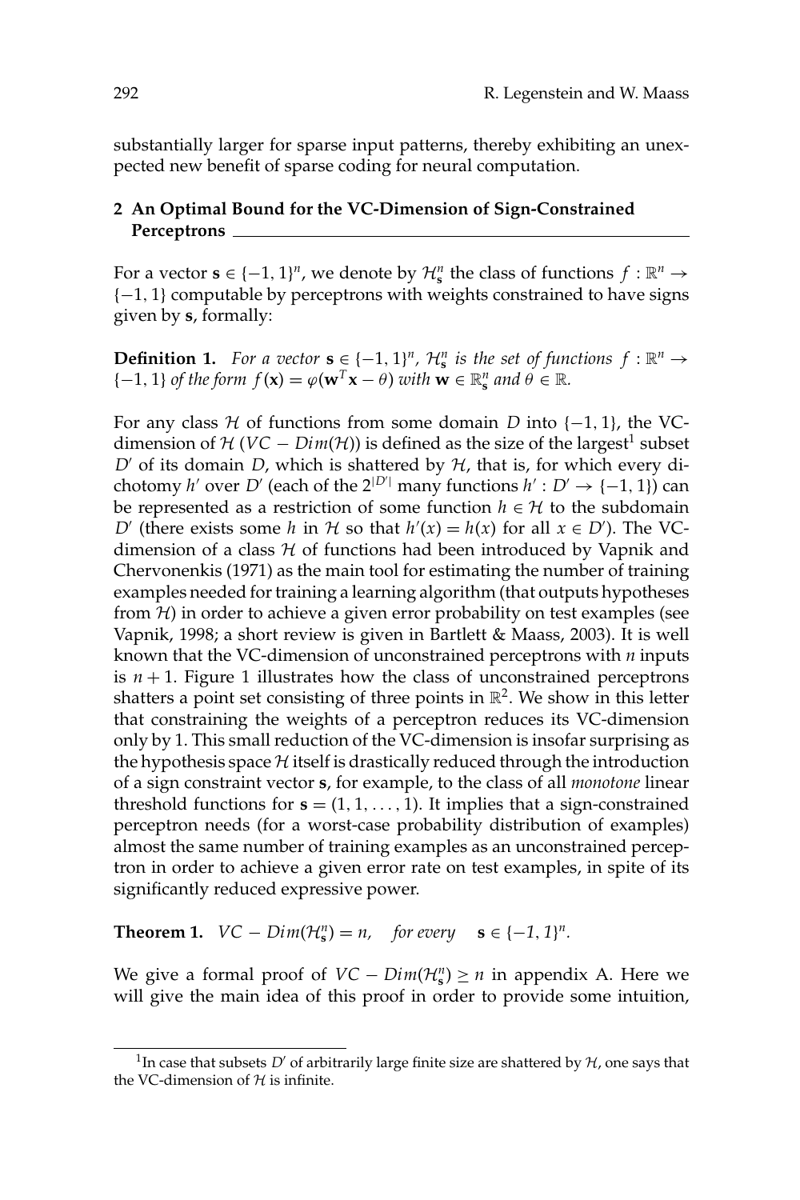substantially larger for sparse input patterns, thereby exhibiting an unexpected new benefit of sparse coding for neural computation.

## 2 An Optimal Bound for the VC-Dimension of Sign-Constrained Perceptrons

For a vector $\mathbf{s} \in \{-1, 1\}^n$, we denote by $\mathcal{H}_\mathbf{s}^n$ the class of functions $f : \mathbb{R}^n \rightarrow \{-1, 1\}$ computable by perceptrons with weights constrained to have signs given by $\mathbf{s}$, formally:

**Definition 1.** *For a vector* $\mathbf{s} \in \{-1, 1\}^n$*,* $\mathcal{H}_\mathbf{s}^n$ *is the set of functions* $f : \mathbb{R}^n \rightarrow \{-1, 1\}$ *of the form* $f(\mathbf{x}) = \varphi(\mathbf{w}^T\mathbf{x} - \theta)$ *with* $\mathbf{w} \in \mathbb{R}_\mathbf{s}^n$ *and* $\theta \in \mathbb{R}$*.*

For any class $\mathcal{H}$ of functions from some domain $D$ into $\{-1, 1\}$, the VC-dimension of $\mathcal{H}$ ($VC - Dim(\mathcal{H})$) is defined as the size of the largest[1] subset $D'$ of its domain $D$, which is shattered by $\mathcal{H}$, that is, for which every dichotomy $h'$ over $D'$ (each of the $2^{|D'|}$ many functions $h' : D' \rightarrow \{-1, 1\}$) can be represented as a restriction of some function $h \in \mathcal{H}$ to the subdomain $D'$ (there exists some $h$ in $\mathcal{H}$ so that $h'(x) = h(x)$ for all $x \in D'$). The VC-dimension of a class $\mathcal{H}$ of functions had been introduced by Vapnik and Chervonenkis (1971) as the main tool for estimating the number of training examples needed for training a learning algorithm (that outputs hypotheses from $\mathcal{H}$) in order to achieve a given error probability on test examples (see Vapnik, 1998; a short review is given in Bartlett & Maass, 2003). It is well known that the VC-dimension of unconstrained perceptrons with $n$ inputs is $n + 1$. Figure 1 illustrates how the class of unconstrained perceptrons shatters a point set consisting of three points in $\mathbb{R}^2$. We show in this letter that constraining the weights of a perceptron reduces its VC-dimension only by 1. This small reduction of the VC-dimension is insofar surprising as the hypothesis space $\mathcal{H}$ itself is drastically reduced through the introduction of a sign constraint vector $\mathbf{s}$, for example, to the class of all *monotone* linear threshold functions for $\mathbf{s} = (1, 1, \ldots, 1)$. It implies that a sign-constrained perceptron needs (for a worst-case probability distribution of examples) almost the same number of training examples as an unconstrained perceptron in order to achieve a given error rate on test examples, in spite of its significantly reduced expressive power.

**Theorem 1.** $VC - Dim(\mathcal{H}_\mathbf{s}^n) = n,$ *for every* $\mathbf{s} \in \{-1, 1\}^n$*.*

We give a formal proof of $VC - Dim(\mathcal{H}_\mathbf{s}^n) \geq n$ in appendix A. Here we will give the main idea of this proof in order to provide some intuition,

[1] In case that subsets $D'$ of arbitrarily large finite size are shattered by $\mathcal{H}$, one says that the VC-dimension of $\mathcal{H}$ is infinite.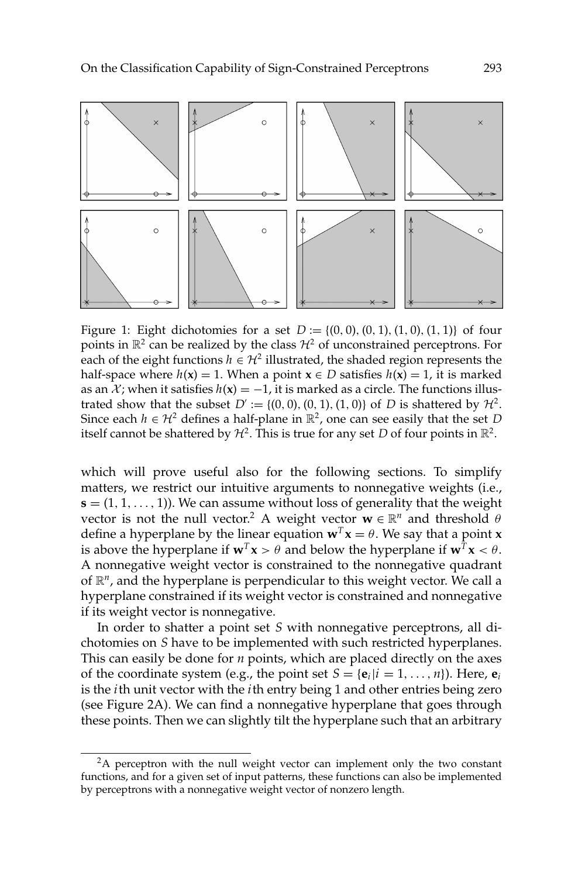Figure 1: Eight dichotomies for a set $D := \{(0,0), (0,1), (1,0), (1,1)\}$ of four points in $\mathbb{R}^2$ can be realized by the class $\mathcal{H}^2$ of unconstrained perceptrons. For each of the eight functions $h \in \mathcal{H}^2$ illustrated, the shaded region represents the half-space where $h(\mathbf{x}) = 1$. When a point $\mathbf{x} \in D$ satisfies $h(\mathbf{x}) = 1$, it is marked as an $\mathcal{X}$; when it satisfies $h(\mathbf{x}) = -1$, it is marked as a circle. The functions illustrated show that the subset $D' := \{(0,0), (0,1), (1,0)\}$ of $D$ is shattered by $\mathcal{H}^2$. Since each $h \in \mathcal{H}^2$ defines a half-plane in $\mathbb{R}^2$, one can see easily that the set $D$ itself cannot be shattered by $\mathcal{H}^2$. This is true for any set $D$ of four points in $\mathbb{R}^2$.

which will prove useful also for the following sections. To simplify matters, we restrict our intuitive arguments to nonnegative weights (i.e., $\mathbf{s} = (1, 1, \ldots, 1)$). We can assume without loss of generality that the weight vector is not the null vector.[2] A weight vector $\mathbf{w} \in \mathbb{R}^n$ and threshold $\theta$ define a hyperplane by the linear equation $\mathbf{w}^T\mathbf{x} = \theta$. We say that a point $\mathbf{x}$ is above the hyperplane if $\mathbf{w}^T\mathbf{x} > \theta$ and below the hyperplane if $\mathbf{w}^T\mathbf{x} < \theta$. A nonnegative weight vector is constrained to the nonnegative quadrant of $\mathbb{R}^n$, and the hyperplane is perpendicular to this weight vector. We call a hyperplane constrained if its weight vector is constrained and nonnegative if its weight vector is nonnegative.

In order to shatter a point set $S$ with nonnegative perceptrons, all dichotomies on $S$ have to be implemented with such restricted hyperplanes. This can easily be done for $n$ points, which are placed directly on the axes of the coordinate system (e.g., the point set $S = \{\mathbf{e}_i | i = 1, \ldots, n\}$). Here, $\mathbf{e}_i$ is the $i$th unit vector with the $i$th entry being 1 and other entries being zero (see Figure 2A). We can find a nonnegative hyperplane that goes through these points. Then we can slightly tilt the hyperplane such that an arbitrary

[2] A perceptron with the null weight vector can implement only the two constant functions, and for a given set of input patterns, these functions can also be implemented by perceptrons with a nonnegative weight vector of nonzero length.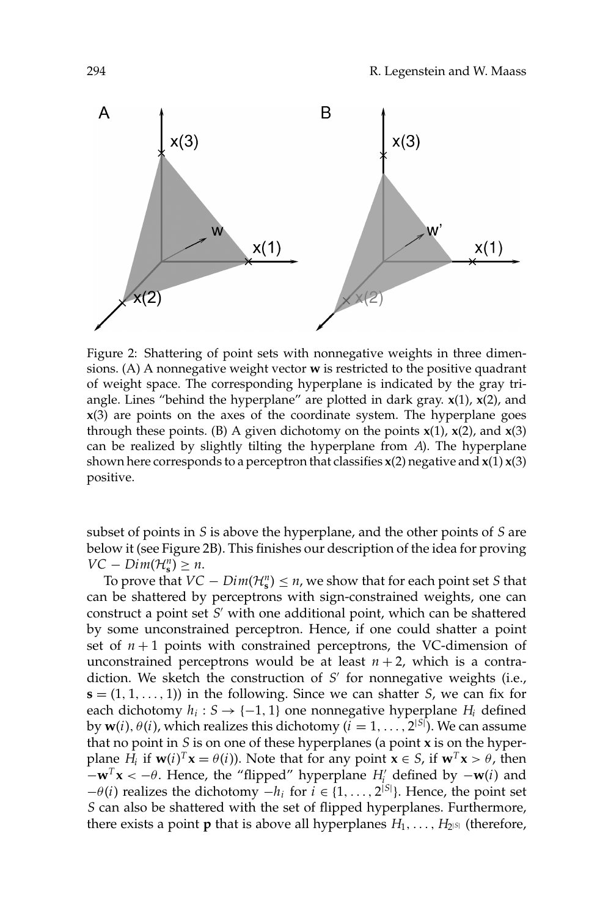Figure 2: Shattering of point sets with nonnegative weights in three dimensions. (A) A nonnegative weight vector **w** is restricted to the positive quadrant of weight space. The corresponding hyperplane is indicated by the gray triangle. Lines "behind the hyperplane" are plotted in dark gray. **x**(1), **x**(2), and **x**(3) are points on the axes of the coordinate system. The hyperplane goes through these points. (B) A given dichotomy on the points **x**(1), **x**(2), and **x**(3) can be realized by slightly tilting the hyperplane from *A*). The hyperplane shown here corresponds to a perceptron that classifies **x**(2) negative and **x**(1) **x**(3) positive.

subset of points in $S$ is above the hyperplane, and the other points of $S$ are below it (see Figure 2B). This finishes our description of the idea for proving $VC - Dim(\mathcal{H}_{\mathbf{s}}^n) \geq n$.

To prove that $VC - Dim(\mathcal{H}_{\mathbf{s}}^n) \leq n$, we show that for each point set $S$ that can be shattered by perceptrons with sign-constrained weights, one can construct a point set $S'$ with one additional point, which can be shattered by some unconstrained perceptron. Hence, if one could shatter a point set of $n+1$ points with constrained perceptrons, the VC-dimension of unconstrained perceptrons would be at least $n+2$, which is a contradiction. We sketch the construction of $S'$ for nonnegative weights (i.e., $\mathbf{s} = (1, 1, \ldots, 1)$) in the following. Since we can shatter $S$, we can fix for each dichotomy $h_i : S \to \{-1, 1\}$ one nonnegative hyperplane $H_i$ defined by $\mathbf{w}(i), \theta(i)$, which realizes this dichotomy ($i = 1, \ldots, 2^{|S|}$). We can assume that no point in $S$ is on one of these hyperplanes (a point $\mathbf{x}$ is on the hyperplane $H_i$ if $\mathbf{w}(i)^T\mathbf{x} = \theta(i)$). Note that for any point $\mathbf{x} \in S$, if $\mathbf{w}^T\mathbf{x} > \theta$, then $-\mathbf{w}^T\mathbf{x} < -\theta$. Hence, the "flipped" hyperplane $H_i'$ defined by $-\mathbf{w}(i)$ and $-\theta(i)$ realizes the dichotomy $-h_i$ for $i \in \{1, \ldots, 2^{|S|}\}$. Hence, the point set $S$ can also be shattered with the set of flipped hyperplanes. Furthermore, there exists a point $\mathbf{p}$ that is above all hyperplanes $H_1, \ldots, H_{2^{|S|}}$ (therefore,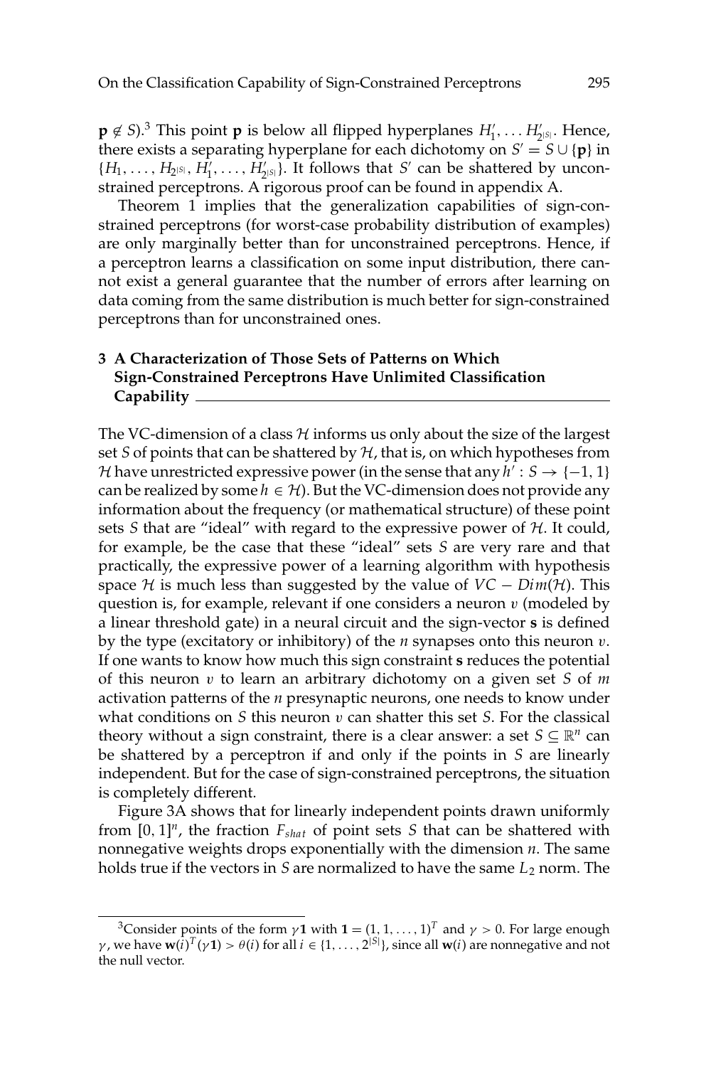$\mathbf{p} \notin S$).[3] This point $\mathbf{p}$ is below all flipped hyperplanes $H'_1, \ldots H'_{2^{|S|}}$. Hence, there exists a separating hyperplane for each dichotomy on $S' = S \cup \{\mathbf{p}\}$ in $\{H_1, \ldots, H_{2^{|S|}}, H'_1, \ldots, H'_{2^{|S|}}\}$. It follows that $S'$ can be shattered by unconstrained perceptrons. A rigorous proof can be found in appendix A.

Theorem 1 implies that the generalization capabilities of sign-constrained perceptrons (for worst-case probability distribution of examples) are only marginally better than for unconstrained perceptrons. Hence, if a perceptron learns a classification on some input distribution, there cannot exist a general guarantee that the number of errors after learning on data coming from the same distribution is much better for sign-constrained perceptrons than for unconstrained ones.

## 3 A Characterization of Those Sets of Patterns on Which Sign-Constrained Perceptrons Have Unlimited Classification Capability

The VC-dimension of a class $\mathcal{H}$ informs us only about the size of the largest set $S$ of points that can be shattered by $\mathcal{H}$, that is, on which hypotheses from $\mathcal{H}$ have unrestricted expressive power (in the sense that any $h' : S \to \{-1, 1\}$ can be realized by some $h \in \mathcal{H}$). But the VC-dimension does not provide any information about the frequency (or mathematical structure) of these point sets $S$ that are "ideal" with regard to the expressive power of $\mathcal{H}$. It could, for example, be the case that these "ideal" sets $S$ are very rare and that practically, the expressive power of a learning algorithm with hypothesis space $\mathcal{H}$ is much less than suggested by the value of $VC - Dim(\mathcal{H})$. This question is, for example, relevant if one considers a neuron $v$ (modeled by a linear threshold gate) in a neural circuit and the sign-vector $\mathbf{s}$ is defined by the type (excitatory or inhibitory) of the $n$ synapses onto this neuron $v$. If one wants to know how much this sign constraint $\mathbf{s}$ reduces the potential of this neuron $v$ to learn an arbitrary dichotomy on a given set $S$ of $m$ activation patterns of the $n$ presynaptic neurons, one needs to know under what conditions on $S$ this neuron $v$ can shatter this set $S$. For the classical theory without a sign constraint, there is a clear answer: a set $S \subseteq \mathbb{R}^n$ can be shattered by a perceptron if and only if the points in $S$ are linearly independent. But for the case of sign-constrained perceptrons, the situation is completely different.

Figure 3A shows that for linearly independent points drawn uniformly from $[0, 1]^n$, the fraction $F_{shat}$ of point sets $S$ that can be shattered with nonnegative weights drops exponentially with the dimension $n$. The same holds true if the vectors in $S$ are normalized to have the same $L_2$ norm. The

[3] Consider points of the form $\gamma\mathbf{1}$ with $\mathbf{1} = (1, 1, \ldots, 1)^T$ and $\gamma > 0$. For large enough $\gamma$, we have $\mathbf{w}(i)^T(\gamma\mathbf{1}) > \theta(i)$ for all $i \in \{1, \ldots, 2^{|S|}\}$, since all $\mathbf{w}(i)$ are nonnegative and not the null vector.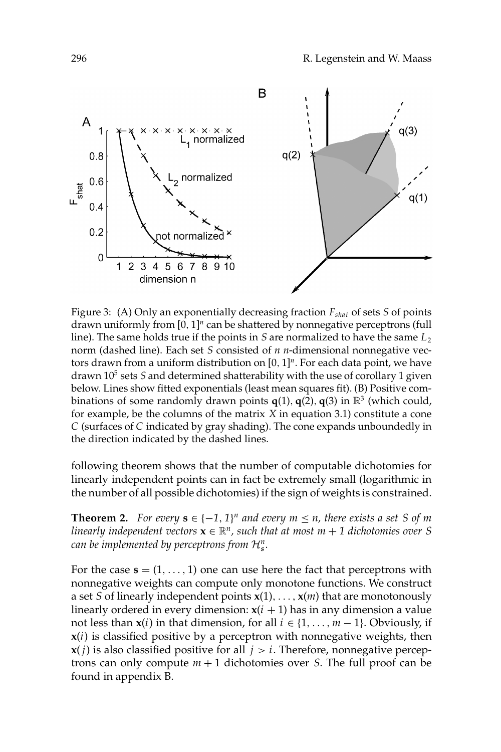Figure 3: (A) Only an exponentially decreasing fraction $F_{shat}$ of sets $S$ of points drawn uniformly from $[0, 1]^n$ can be shattered by nonnegative perceptrons (full line). The same holds true if the points in $S$ are normalized to have the same $L_2$ norm (dashed line). Each set $S$ consisted of $n$ $n$-dimensional nonnegative vectors drawn from a uniform distribution on $[0, 1]^n$. For each data point, we have drawn $10^5$ sets $S$ and determined shatterability with the use of corollary 1 given below. Lines show fitted exponentials (least mean squares fit). (B) Positive combinations of some randomly drawn points $\mathbf{q}(1)$, $\mathbf{q}(2)$, $\mathbf{q}(3)$ in $\mathbb{R}^3$ (which could, for example, be the columns of the matrix $X$ in equation 3.1) constitute a cone $C$ (surfaces of $C$ indicated by gray shading). The cone expands unboundedly in the direction indicated by the dashed lines.

following theorem shows that the number of computable dichotomies for linearly independent points can in fact be extremely small (logarithmic in the number of all possible dichotomies) if the sign of weights is constrained.

**Theorem 2.** *For every $\mathbf{s} \in \{-1, 1\}^n$ and every $m \leq n$, there exists a set $S$ of $m$ linearly independent vectors $\mathbf{x} \in \mathbb{R}^n$, such that at most $m + 1$ dichotomies over $S$ can be implemented by perceptrons from $\mathcal{H}^n_{\mathbf{s}}$.*

For the case $\mathbf{s} = (1, \ldots, 1)$ one can use here the fact that perceptrons with nonnegative weights can compute only monotone functions. We construct a set $S$ of linearly independent points $\mathbf{x}(1), \ldots, \mathbf{x}(m)$ that are monotonously linearly ordered in every dimension: $\mathbf{x}(i + 1)$ has in any dimension a value not less than $\mathbf{x}(i)$ in that dimension, for all $i \in \{1, \ldots, m - 1\}$. Obviously, if $\mathbf{x}(i)$ is classified positive by a perceptron with nonnegative weights, then $\mathbf{x}(j)$ is also classified positive for all $j > i$. Therefore, nonnegative perceptrons can only compute $m + 1$ dichotomies over $S$. The full proof can be found in appendix B.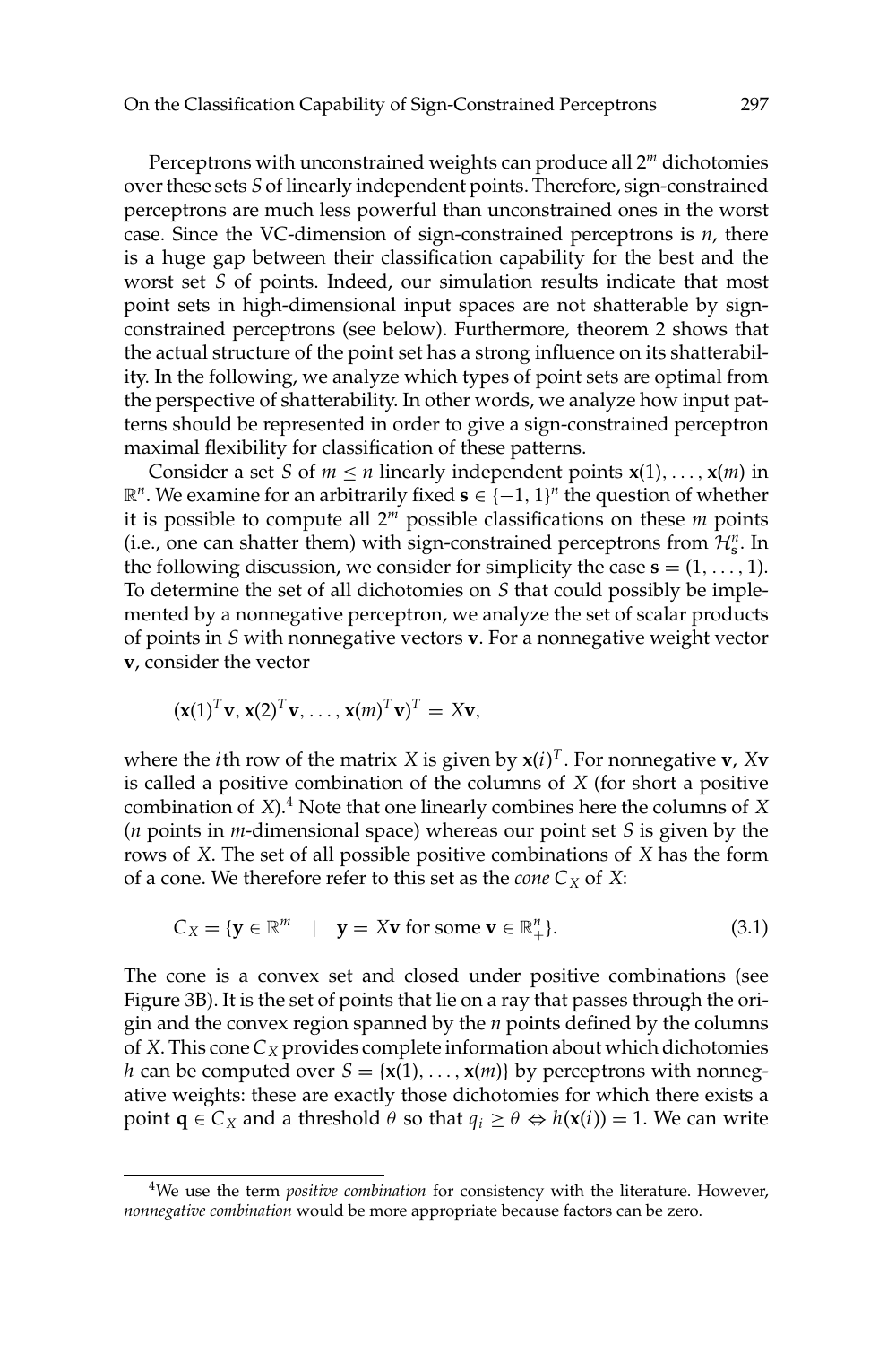Perceptrons with unconstrained weights can produce all $2^m$ dichotomies over these sets $S$ of linearly independent points. Therefore, sign-constrained perceptrons are much less powerful than unconstrained ones in the worst case. Since the VC-dimension of sign-constrained perceptrons is $n$, there is a huge gap between their classification capability for the best and the worst set $S$ of points. Indeed, our simulation results indicate that most point sets in high-dimensional input spaces are not shatterable by sign-constrained perceptrons (see below). Furthermore, theorem 2 shows that the actual structure of the point set has a strong influence on its shatterability. In the following, we analyze which types of point sets are optimal from the perspective of shatterability. In other words, we analyze how input patterns should be represented in order to give a sign-constrained perceptron maximal flexibility for classification of these patterns.

Consider a set $S$ of $m \leq n$ linearly independent points $\mathbf{x}(1), \ldots, \mathbf{x}(m)$ in $\mathbb{R}^n$. We examine for an arbitrarily fixed $\mathbf{s} \in \{-1, 1\}^n$ the question of whether it is possible to compute all $2^m$ possible classifications on these $m$ points (i.e., one can shatter them) with sign-constrained perceptrons from $\mathcal{H}_{\mathbf{s}}^n$. In the following discussion, we consider for simplicity the case $\mathbf{s} = (1, \ldots, 1)$. To determine the set of all dichotomies on $S$ that could possibly be implemented by a nonnegative perceptron, we analyze the set of scalar products of points in $S$ with nonnegative vectors $\mathbf{v}$. For a nonnegative weight vector $\mathbf{v}$, consider the vector

$$(\mathbf{x}(1)^T\mathbf{v}, \mathbf{x}(2)^T\mathbf{v}, \ldots, \mathbf{x}(m)^T\mathbf{v})^T = X\mathbf{v},$$

where the $i$th row of the matrix $X$ is given by $\mathbf{x}(i)^T$. For nonnegative $\mathbf{v}$, $X\mathbf{v}$ is called a positive combination of the columns of $X$ (for short a positive combination of $X$).[4] Note that one linearly combines here the columns of $X$ ($n$ points in $m$-dimensional space) whereas our point set $S$ is given by the rows of $X$. The set of all possible positive combinations of $X$ has the form of a cone. We therefore refer to this set as the *cone* $C_X$ of $X$:

$$C_X = \{\mathbf{y} \in \mathbb{R}^m \quad | \quad \mathbf{y} = X\mathbf{v} \text{ for some } \mathbf{v} \in \mathbb{R}_+^n\}. \tag{3.1}$$

The cone is a convex set and closed under positive combinations (see Figure 3B). It is the set of points that lie on a ray that passes through the origin and the convex region spanned by the $n$ points defined by the columns of $X$. This cone $C_X$ provides complete information about which dichotomies $h$ can be computed over $S = \{\mathbf{x}(1), \ldots, \mathbf{x}(m)\}$ by perceptrons with nonnegative weights: these are exactly those dichotomies for which there exists a point $\mathbf{q} \in C_X$ and a threshold $\theta$ so that $q_i \geq \theta \Leftrightarrow h(\mathbf{x}(i)) = 1$. We can write

[4] We use the term *positive combination* for consistency with the literature. However, *nonnegative combination* would be more appropriate because factors can be zero.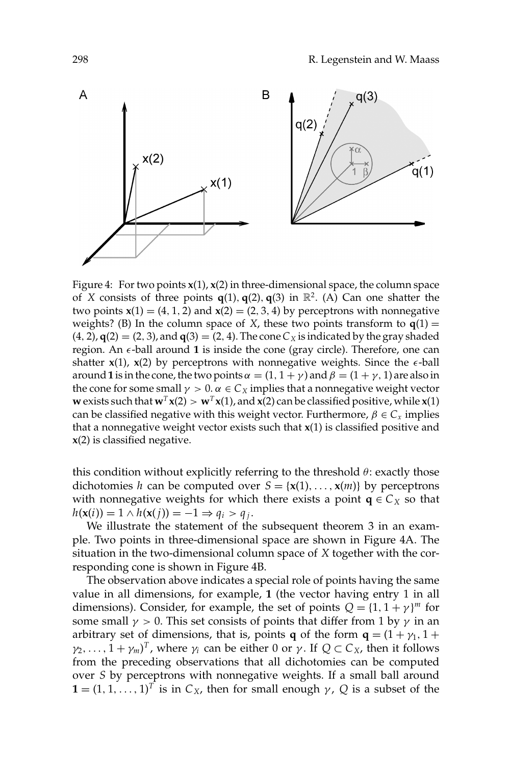Figure 4: For two points $\mathbf{x}(1), \mathbf{x}(2)$ in three-dimensional space, the column space of $X$ consists of three points $\mathbf{q}(1), \mathbf{q}(2), \mathbf{q}(3)$ in $\mathbb{R}^2$. (A) Can one shatter the two points $\mathbf{x}(1) = (4, 1, 2)$ and $\mathbf{x}(2) = (2, 3, 4)$ by perceptrons with nonnegative weights? (B) In the column space of $X$, these two points transform to $\mathbf{q}(1) = (4, 2)$, $\mathbf{q}(2) = (2, 3)$, and $\mathbf{q}(3) = (2, 4)$. The cone $C_X$ is indicated by the gray shaded region. An $\epsilon$-ball around $\mathbf{1}$ is inside the cone (gray circle). Therefore, one can shatter $\mathbf{x}(1)$, $\mathbf{x}(2)$ by perceptrons with nonnegative weights. Since the $\epsilon$-ball around $\mathbf{1}$ is in the cone, the two points $\alpha = (1, 1 + \gamma)$ and $\beta = (1 + \gamma, 1)$ are also in the cone for some small $\gamma > 0$. $\alpha \in C_X$ implies that a nonnegative weight vector $\mathbf{w}$ exists such that $\mathbf{w}^T\mathbf{x}(2) > \mathbf{w}^T\mathbf{x}(1)$, and $\mathbf{x}(2)$ can be classified positive, while $\mathbf{x}(1)$ can be classified negative with this weight vector. Furthermore, $\beta \in C_x$ implies that a nonnegative weight vector exists such that $\mathbf{x}(1)$ is classified positive and $\mathbf{x}(2)$ is classified negative.

this condition without explicitly referring to the threshold $\theta$: exactly those dichotomies $h$ can be computed over $S = \{\mathbf{x}(1), \ldots, \mathbf{x}(m)\}$ by perceptrons with nonnegative weights for which there exists a point $\mathbf{q} \in C_X$ so that $h(\mathbf{x}(i)) = 1 \wedge h(\mathbf{x}(j)) = -1 \Rightarrow q_i > q_j$.

We illustrate the statement of the subsequent theorem 3 in an example. Two points in three-dimensional space are shown in Figure 4A. The situation in the two-dimensional column space of $X$ together with the corresponding cone is shown in Figure 4B.

The observation above indicates a special role of points having the same value in all dimensions, for example, $\mathbf{1}$ (the vector having entry 1 in all dimensions). Consider, for example, the set of points $Q = \{1, 1 + \gamma\}^m$ for some small $\gamma > 0$. This set consists of points that differ from 1 by $\gamma$ in an arbitrary set of dimensions, that is, points $\mathbf{q}$ of the form $\mathbf{q} = (1 + \gamma_1, 1 + \gamma_2, \ldots, 1 + \gamma_m)^T$, where $\gamma_i$ can be either 0 or $\gamma$. If $Q \subset C_X$, then it follows from the preceding observations that all dichotomies can be computed over $S$ by perceptrons with nonnegative weights. If a small ball around $\mathbf{1} = (1, 1, \ldots, 1)^T$ is in $C_X$, then for small enough $\gamma$, $Q$ is a subset of the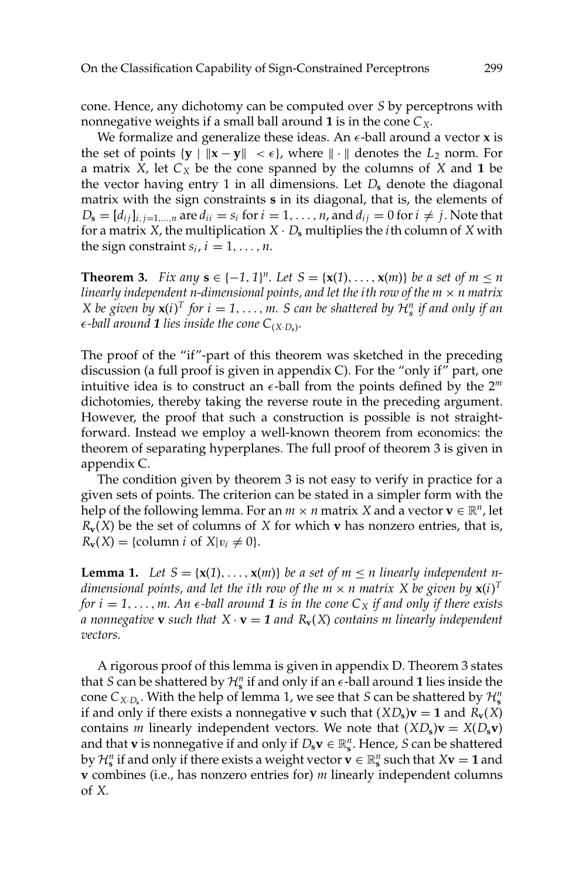cone. Hence, any dichotomy can be computed over $S$ by perceptrons with nonnegative weights if a small ball around $\mathbf{1}$ is in the cone $C_X$.

We formalize and generalize these ideas. An $\epsilon$-ball around a vector $\mathbf{x}$ is the set of points $\{\mathbf{y} \mid \|\mathbf{x} - \mathbf{y}\| < \epsilon\}$, where $\| \cdot \|$ denotes the $L_2$ norm. For a matrix $X$, let $C_X$ be the cone spanned by the columns of $X$ and $\mathbf{1}$ be the vector having entry 1 in all dimensions. Let $D_\mathbf{s}$ denote the diagonal matrix with the sign constraints $\mathbf{s}$ in its diagonal, that is, the elements of $D_\mathbf{s} = [d_{ij}]_{i,j=1,\ldots,n}$ are $d_{ii} = s_i$ for $i = 1, \ldots, n$, and $d_{ij} = 0$ for $i \neq j$. Note that for a matrix $X$, the multiplication $X \cdot D_\mathbf{s}$ multiplies the $i$th column of $X$ with the sign constraint $s_i$, $i = 1, \ldots, n$.

**Theorem 3.** *Fix any $\mathbf{s} \in \{-1, 1\}^n$. Let $S = \{\mathbf{x}(1), \ldots, \mathbf{x}(m)\}$ be a set of $m \leq n$ linearly independent $n$-dimensional points, and let the $i$th row of the $m \times n$ matrix $X$ be given by $\mathbf{x}(i)^T$ for $i = 1, \ldots, m$. $S$ can be shattered by $\mathcal{H}_\mathbf{s}^n$ if and only if an $\epsilon$-ball around $\mathbf{1}$ lies inside the cone $C_{(X \cdot D_\mathbf{s})}$.*

The proof of the "if"-part of this theorem was sketched in the preceding discussion (a full proof is given in appendix C). For the "only if" part, one intuitive idea is to construct an $\epsilon$-ball from the points defined by the $2^m$ dichotomies, thereby taking the reverse route in the preceding argument. However, the proof that such a construction is possible is not straightforward. Instead we employ a well-known theorem from economics: the theorem of separating hyperplanes. The full proof of theorem 3 is given in appendix C.

The condition given by theorem 3 is not easy to verify in practice for a given sets of points. The criterion can be stated in a simpler form with the help of the following lemma. For an $m \times n$ matrix $X$ and a vector $\mathbf{v} \in \mathbb{R}^n$, let $R_\mathbf{v}(X)$ be the set of columns of $X$ for which $\mathbf{v}$ has nonzero entries, that is, $R_\mathbf{v}(X) = \{\text{column } i \text{ of } X | v_i \neq 0\}$.

**Lemma 1.** *Let $S = \{\mathbf{x}(1), \ldots, \mathbf{x}(m)\}$ be a set of $m \leq n$ linearly independent $n$-dimensional points, and let the $i$th row of the $m \times n$ matrix $X$ be given by $\mathbf{x}(i)^T$ for $i = 1, \ldots, m$. An $\epsilon$-ball around $\mathbf{1}$ is in the cone $C_X$ if and only if there exists a nonnegative $\mathbf{v}$ such that $X \cdot \mathbf{v} = \mathbf{1}$ and $R_\mathbf{v}(X)$ contains $m$ linearly independent vectors.*

A rigorous proof of this lemma is given in appendix D. Theorem 3 states that $S$ can be shattered by $\mathcal{H}_\mathbf{s}^n$ if and only if an $\epsilon$-ball around $\mathbf{1}$ lies inside the cone $C_{X \cdot D_\mathbf{s}}$. With the help of lemma 1, we see that $S$ can be shattered by $\mathcal{H}_\mathbf{s}^n$ if and only if there exists a nonnegative $\mathbf{v}$ such that $(XD_\mathbf{s})\mathbf{v} = \mathbf{1}$ and $R_\mathbf{v}(X)$ contains $m$ linearly independent vectors. We note that $(XD_\mathbf{s})\mathbf{v} = X(D_\mathbf{s}\mathbf{v})$ and that $\mathbf{v}$ is nonnegative if and only if $D_\mathbf{s}\mathbf{v} \in \mathbb{R}_\mathbf{s}^n$. Hence, $S$ can be shattered by $\mathcal{H}_\mathbf{s}^n$ if and only if there exists a weight vector $\mathbf{v} \in \mathbb{R}_\mathbf{s}^n$ such that $X\mathbf{v} = \mathbf{1}$ and $\mathbf{v}$ combines (i.e., has nonzero entries for) $m$ linearly independent columns of $X$.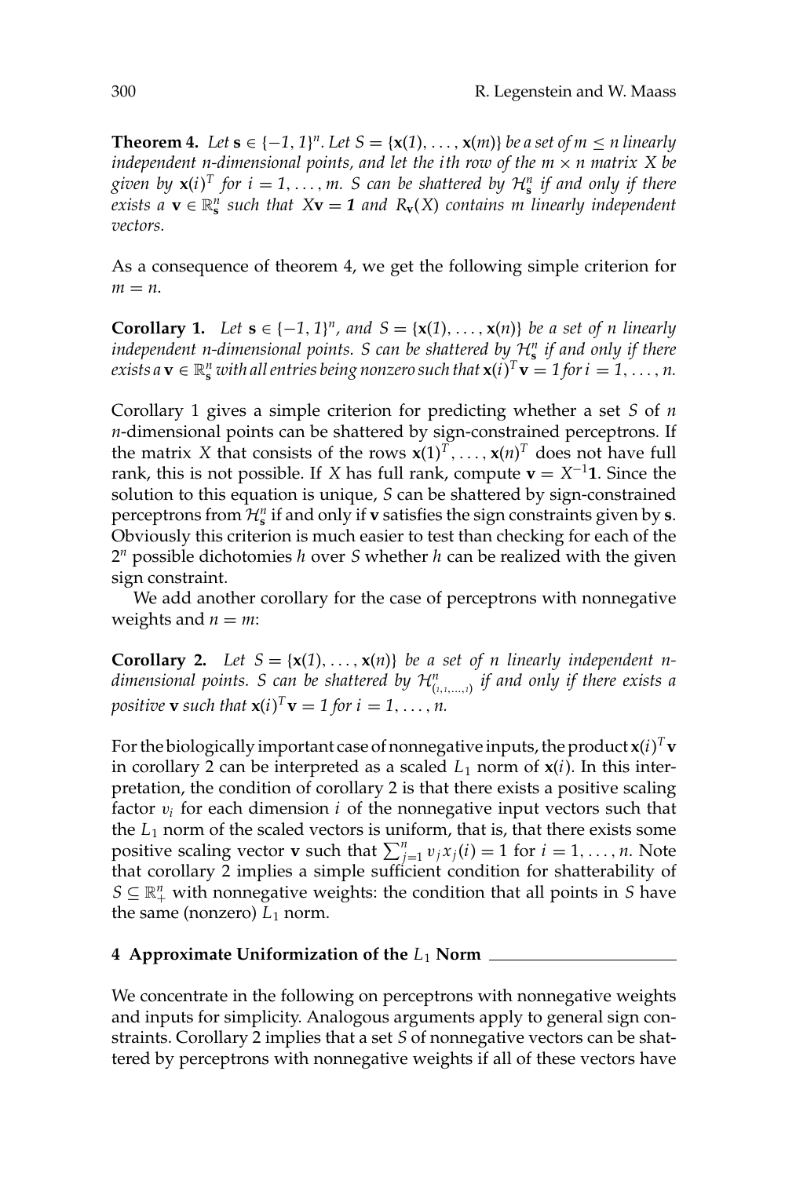**Theorem 4.** *Let $\mathbf{s} \in \{-1, 1\}^n$. Let $S = \{\mathbf{x}(1), \ldots, \mathbf{x}(m)\}$ be a set of $m \leq n$ linearly independent $n$-dimensional points, and let the $i$th row of the $m \times n$ matrix $X$ be given by $\mathbf{x}(i)^T$ for $i = 1, \ldots, m$. $S$ can be shattered by $\mathcal{H}^n_{\mathbf{s}}$ if and only if there exists a $\mathbf{v} \in \mathbb{R}^n_{\mathbf{s}}$ such that $X\mathbf{v} = \mathbf{1}$ and $R_{\mathbf{v}}(X)$ contains $m$ linearly independent vectors.*

As a consequence of theorem 4, we get the following simple criterion for $m = n$.

**Corollary 1.** *Let $\mathbf{s} \in \{-1, 1\}^n$, and $S = \{\mathbf{x}(1), \ldots, \mathbf{x}(n)\}$ be a set of $n$ linearly independent $n$-dimensional points. $S$ can be shattered by $\mathcal{H}^n_{\mathbf{s}}$ if and only if there exists a $\mathbf{v} \in \mathbb{R}^n_{\mathbf{s}}$ with all entries being nonzero such that $\mathbf{x}(i)^T\mathbf{v} = 1$ for $i = 1, \ldots, n$.*

Corollary 1 gives a simple criterion for predicting whether a set $S$ of $n$ $n$-dimensional points can be shattered by sign-constrained perceptrons. If the matrix $X$ that consists of the rows $\mathbf{x}(1)^T, \ldots, \mathbf{x}(n)^T$ does not have full rank, this is not possible. If $X$ has full rank, compute $\mathbf{v} = X^{-1}\mathbf{1}$. Since the solution to this equation is unique, $S$ can be shattered by sign-constrained perceptrons from $\mathcal{H}^n_{\mathbf{s}}$ if and only if $\mathbf{v}$ satisfies the sign constraints given by $\mathbf{s}$. Obviously this criterion is much easier to test than checking for each of the $2^n$ possible dichotomies $h$ over $S$ whether $h$ can be realized with the given sign constraint.

We add another corollary for the case of perceptrons with nonnegative weights and $n = m$:

**Corollary 2.** *Let $S = \{\mathbf{x}(1), \ldots, \mathbf{x}(n)\}$ be a set of $n$ linearly independent $n$-dimensional points. $S$ can be shattered by $\mathcal{H}^n_{(1,1,\ldots,1)}$ if and only if there exists a positive $\mathbf{v}$ such that $\mathbf{x}(i)^T\mathbf{v} = 1$ for $i = 1, \ldots, n$.*

For the biologically important case of nonnegative inputs, the product $\mathbf{x}(i)^T\mathbf{v}$ in corollary 2 can be interpreted as a scaled $L_1$ norm of $\mathbf{x}(i)$. In this interpretation, the condition of corollary 2 is that there exists a positive scaling factor $v_i$ for each dimension $i$ of the nonnegative input vectors such that the $L_1$ norm of the scaled vectors is uniform, that is, that there exists some positive scaling vector $\mathbf{v}$ such that $\sum_{j=1}^n v_j x_j(i) = 1$ for $i = 1, \ldots, n$. Note that corollary 2 implies a simple sufficient condition for shatterability of $S \subseteq \mathbb{R}^n_+$ with nonnegative weights: the condition that all points in $S$ have the same (nonzero) $L_1$ norm.

## 4 Approximate Uniformization of the $L_1$ Norm

We concentrate in the following on perceptrons with nonnegative weights and inputs for simplicity. Analogous arguments apply to general sign constraints. Corollary 2 implies that a set $S$ of nonnegative vectors can be shattered by perceptrons with nonnegative weights if all of these vectors have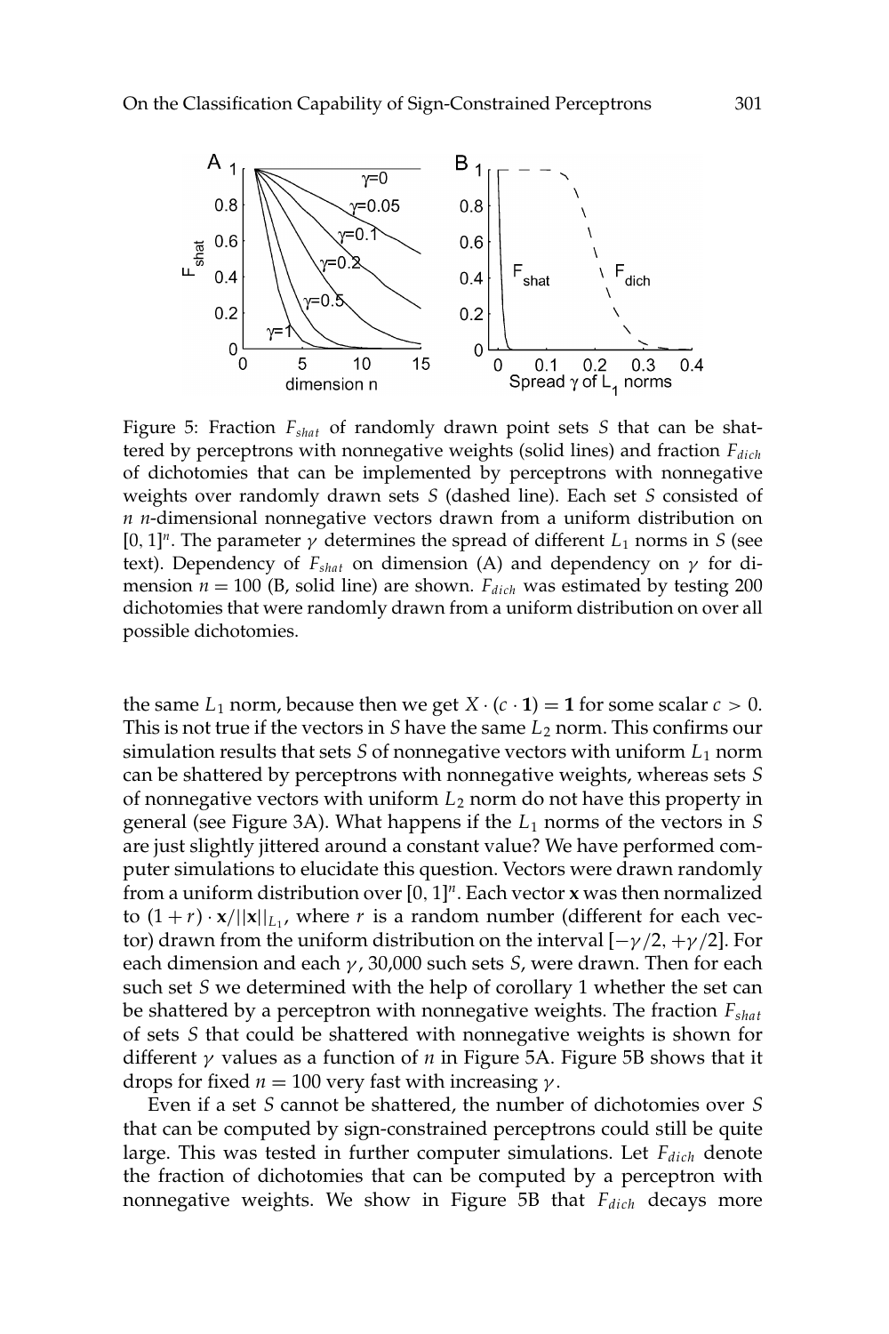Figure 5: Fraction $F_{shat}$ of randomly drawn point sets $S$ that can be shattered by perceptrons with nonnegative weights (solid lines) and fraction $F_{dich}$ of dichotomies that can be implemented by perceptrons with nonnegative weights over randomly drawn sets $S$ (dashed line). Each set $S$ consisted of $n$ $n$-dimensional nonnegative vectors drawn from a uniform distribution on $[0, 1]^n$. The parameter $\gamma$ determines the spread of different $L_1$ norms in $S$ (see text). Dependency of $F_{shat}$ on dimension (A) and dependency on $\gamma$ for dimension $n = 100$ (B, solid line) are shown. $F_{dich}$ was estimated by testing 200 dichotomies that were randomly drawn from a uniform distribution on over all possible dichotomies.

the same $L_1$ norm, because then we get $X \cdot (c \cdot \mathbf{1}) = \mathbf{1}$ for some scalar $c > 0$. This is not true if the vectors in $S$ have the same $L_2$ norm. This confirms our simulation results that sets $S$ of nonnegative vectors with uniform $L_1$ norm can be shattered by perceptrons with nonnegative weights, whereas sets $S$ of nonnegative vectors with uniform $L_2$ norm do not have this property in general (see Figure 3A). What happens if the $L_1$ norms of the vectors in $S$ are just slightly jittered around a constant value? We have performed computer simulations to elucidate this question. Vectors were drawn randomly from a uniform distribution over $[0, 1]^n$. Each vector $\mathbf{x}$ was then normalized to $(1 + r) \cdot \mathbf{x}/||\mathbf{x}||_{L_1}$, where $r$ is a random number (different for each vector) drawn from the uniform distribution on the interval $[-\gamma/2, +\gamma/2]$. For each dimension and each $\gamma$, 30,000 such sets $S$, were drawn. Then for each such set $S$ we determined with the help of corollary 1 whether the set can be shattered by a perceptron with nonnegative weights. The fraction $F_{shat}$ of sets $S$ that could be shattered with nonnegative weights is shown for different $\gamma$ values as a function of $n$ in Figure 5A. Figure 5B shows that it drops for fixed $n = 100$ very fast with increasing $\gamma$.

Even if a set $S$ cannot be shattered, the number of dichotomies over $S$ that can be computed by sign-constrained perceptrons could still be quite large. This was tested in further computer simulations. Let $F_{dich}$ denote the fraction of dichotomies that can be computed by a perceptron with nonnegative weights. We show in Figure 5B that $F_{dich}$ decays more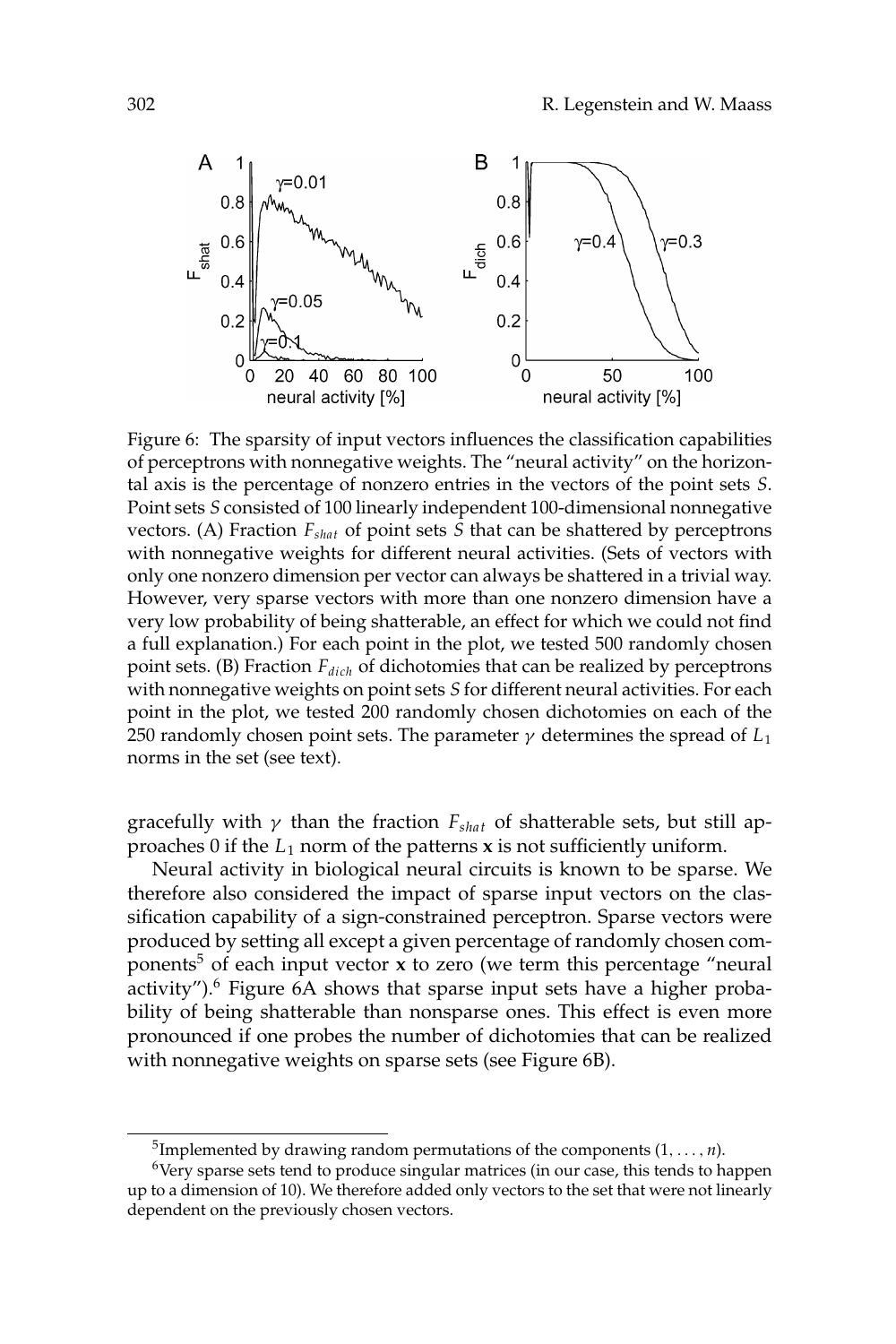Figure 6: The sparsity of input vectors influences the classification capabilities of perceptrons with nonnegative weights. The "neural activity" on the horizontal axis is the percentage of nonzero entries in the vectors of the point sets $S$. Point sets $S$ consisted of 100 linearly independent 100-dimensional nonnegative vectors. (A) Fraction $F_{shat}$ of point sets $S$ that can be shattered by perceptrons with nonnegative weights for different neural activities. (Sets of vectors with only one nonzero dimension per vector can always be shattered in a trivial way. However, very sparse vectors with more than one nonzero dimension have a very low probability of being shatterable, an effect for which we could not find a full explanation.) For each point in the plot, we tested 500 randomly chosen point sets. (B) Fraction $F_{dich}$ of dichotomies that can be realized by perceptrons with nonnegative weights on point sets $S$ for different neural activities. For each point in the plot, we tested 200 randomly chosen dichotomies on each of the 250 randomly chosen point sets. The parameter $\gamma$ determines the spread of $L_1$ norms in the set (see text).

gracefully with $\gamma$ than the fraction $F_{shat}$ of shatterable sets, but still approaches 0 if the $L_1$ norm of the patterns $\mathbf{x}$ is not sufficiently uniform.

Neural activity in biological neural circuits is known to be sparse. We therefore also considered the impact of sparse input vectors on the classification capability of a sign-constrained perceptron. Sparse vectors were produced by setting all except a given percentage of randomly chosen components[5] of each input vector $\mathbf{x}$ to zero (we term this percentage "neural activity").[6] Figure 6A shows that sparse input sets have a higher probability of being shatterable than nonsparse ones. This effect is even more pronounced if one probes the number of dichotomies that can be realized with nonnegative weights on sparse sets (see Figure 6B).

[5] Implemented by drawing random permutations of the components $(1, \ldots, n)$.

[6] Very sparse sets tend to produce singular matrices (in our case, this tends to happen up to a dimension of 10). We therefore added only vectors to the set that were not linearly dependent on the previously chosen vectors.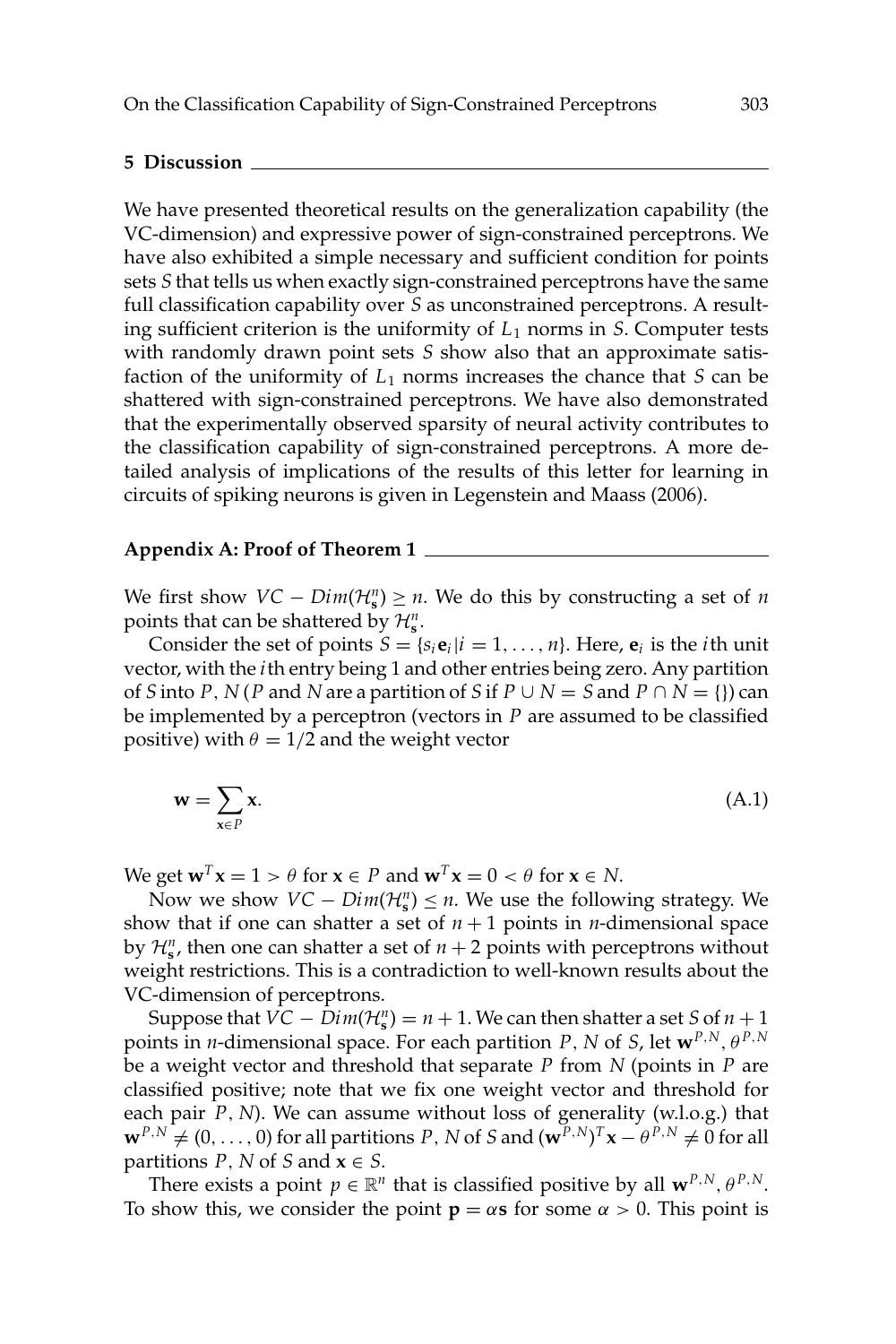## 5 Discussion

We have presented theoretical results on the generalization capability (the VC-dimension) and expressive power of sign-constrained perceptrons. We have also exhibited a simple necessary and sufficient condition for points sets $S$ that tells us when exactly sign-constrained perceptrons have the same full classification capability over $S$ as unconstrained perceptrons. A resulting sufficient criterion is the uniformity of $L_1$ norms in $S$. Computer tests with randomly drawn point sets $S$ show also that an approximate satisfaction of the uniformity of $L_1$ norms increases the chance that $S$ can be shattered with sign-constrained perceptrons. We have also demonstrated that the experimentally observed sparsity of neural activity contributes to the classification capability of sign-constrained perceptrons. A more detailed analysis of implications of the results of this letter for learning in circuits of spiking neurons is given in Legenstein and Maass (2006).

## Appendix A: Proof of Theorem 1

We first show $VC - Dim(\mathcal{H}_{\mathbf{s}}^n) \geq n$. We do this by constructing a set of $n$ points that can be shattered by $\mathcal{H}_{\mathbf{s}}^n$.

Consider the set of points $S = \{s_i \mathbf{e}_i | i = 1, \ldots, n\}$. Here, $\mathbf{e}_i$ is the $i$th unit vector, with the $i$th entry being 1 and other entries being zero. Any partition of $S$ into $P$, $N$ ($P$ and $N$ are a partition of $S$ if $P \cup N = S$ and $P \cap N = \{\}$) can be implemented by a perceptron (vectors in $P$ are assumed to be classified positive) with $\theta = 1/2$ and the weight vector

$$\mathbf{w} = \sum_{\mathbf{x} \in P} \mathbf{x}. \tag{A.1}$$

We get $\mathbf{w}^T \mathbf{x} = 1 > \theta$ for $\mathbf{x} \in P$ and $\mathbf{w}^T \mathbf{x} = 0 < \theta$ for $\mathbf{x} \in N$.

Now we show $VC - Dim(\mathcal{H}_{\mathbf{s}}^n) \leq n$. We use the following strategy. We show that if one can shatter a set of $n + 1$ points in $n$-dimensional space by $\mathcal{H}_{\mathbf{s}}^n$, then one can shatter a set of $n + 2$ points with perceptrons without weight restrictions. This is a contradiction to well-known results about the VC-dimension of perceptrons.

Suppose that $VC - Dim(\mathcal{H}_{\mathbf{s}}^n) = n + 1$. We can then shatter a set $S$ of $n + 1$ points in $n$-dimensional space. For each partition $P$, $N$ of $S$, let $\mathbf{w}^{P,N}, \theta^{P,N}$ be a weight vector and threshold that separate $P$ from $N$ (points in $P$ are classified positive; note that we fix one weight vector and threshold for each pair $P$, $N$). We can assume without loss of generality (w.l.o.g.) that $\mathbf{w}^{P,N} \neq (0, \ldots, 0)$ for all partitions $P$, $N$ of $S$ and $(\mathbf{w}^{P,N})^T \mathbf{x} - \theta^{P,N} \neq 0$ for all partitions $P$, $N$ of $S$ and $\mathbf{x} \in S$.

There exists a point $p \in \mathbb{R}^n$ that is classified positive by all $\mathbf{w}^{P,N}, \theta^{P,N}$. To show this, we consider the point $\mathbf{p} = \alpha \mathbf{s}$ for some $\alpha > 0$. This point is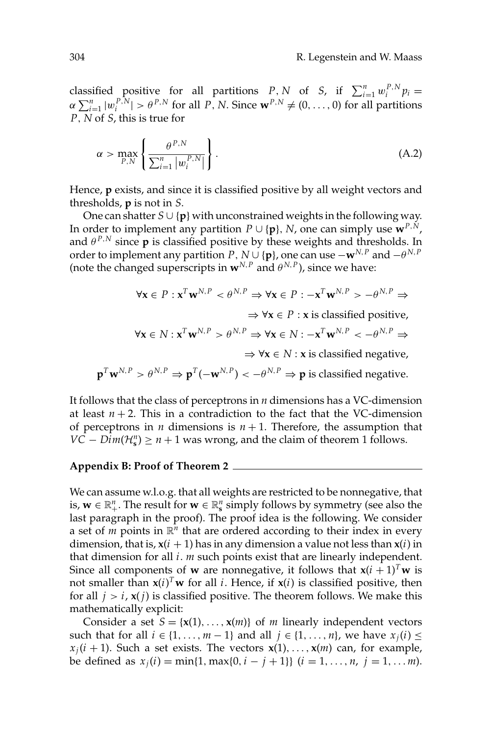classified positive for all partitions $P, N$ of $S$, if $\sum_{i=1}^{n} w_i^{P,N} p_i = \alpha \sum_{i=1}^{n} |w_i^{P,N}| > \theta^{P,N}$ for all $P, N$. Since $\mathbf{w}^{P,N} \neq (0, \ldots, 0)$ for all partitions $P, N$ of $S$, this is true for

$$\alpha > \max_{P,N} \left\{ \frac{\theta^{P,N}}{\sum_{i=1}^{n} \left| w_i^{P,N} \right|} \right\}. \tag{A.2}$$

Hence, $\mathbf{p}$ exists, and since it is classified positive by all weight vectors and thresholds, $\mathbf{p}$ is not in $S$.

One can shatter $S \cup \{\mathbf{p}\}$ with unconstrained weights in the following way. In order to implement any partition $P \cup \{\mathbf{p}\}, N$, one can simply use $\mathbf{w}^{P,N}$, and $\theta^{P,N}$ since $\mathbf{p}$ is classified positive by these weights and thresholds. In order to implement any partition $P, N \cup \{\mathbf{p}\}$, one can use $-\mathbf{w}^{N,P}$ and $-\theta^{N,P}$ (note the changed superscripts in $\mathbf{w}^{N,P}$ and $\theta^{N,P}$), since we have:

$$\forall \mathbf{x} \in P : \mathbf{x}^T \mathbf{w}^{N,P} < \theta^{N,P} \Rightarrow \forall \mathbf{x} \in P : -\mathbf{x}^T \mathbf{w}^{N,P} > -\theta^{N,P} \Rightarrow$$
$$\Rightarrow \forall \mathbf{x} \in P : \mathbf{x} \text{ is classified positive,}$$
$$\forall \mathbf{x} \in N : \mathbf{x}^T \mathbf{w}^{N,P} > \theta^{N,P} \Rightarrow \forall \mathbf{x} \in N : -\mathbf{x}^T \mathbf{w}^{N,P} < -\theta^{N,P} \Rightarrow$$
$$\Rightarrow \forall \mathbf{x} \in N : \mathbf{x} \text{ is classified negative,}$$
$$\mathbf{p}^T \mathbf{w}^{N,P} > \theta^{N,P} \Rightarrow \mathbf{p}^T(-\mathbf{w}^{N,P}) < -\theta^{N,P} \Rightarrow \mathbf{p} \text{ is classified negative.}$$

It follows that the class of perceptrons in $n$ dimensions has a VC-dimension at least $n+2$. This in a contradiction to the fact that the VC-dimension of perceptrons in $n$ dimensions is $n+1$. Therefore, the assumption that $VC - Dim(\mathcal{H}_{\mathbf{s}}^n) \geq n+1$ was wrong, and the claim of theorem 1 follows.

## Appendix B: Proof of Theorem 2

We can assume w.l.o.g. that all weights are restricted to be nonnegative, that is, $\mathbf{w} \in \mathbb{R}_+^n$. The result for $\mathbf{w} \in \mathbb{R}_{\mathbf{s}}^n$ simply follows by symmetry (see also the last paragraph in the proof). The proof idea is the following. We consider a set of $m$ points in $\mathbb{R}^n$ that are ordered according to their index in every dimension, that is, $\mathbf{x}(i+1)$ has in any dimension a value not less than $\mathbf{x}(i)$ in that dimension for all $i$. $m$ such points exist that are linearly independent. Since all components of $\mathbf{w}$ are nonnegative, it follows that $\mathbf{x}(i+1)^T\mathbf{w}$ is not smaller than $\mathbf{x}(i)^T\mathbf{w}$ for all $i$. Hence, if $\mathbf{x}(i)$ is classified positive, then for all $j > i$, $\mathbf{x}(j)$ is classified positive. The theorem follows. We make this mathematically explicit:

Consider a set $S = \{\mathbf{x}(1), \ldots, \mathbf{x}(m)\}$ of $m$ linearly independent vectors such that for all $i \in \{1, \ldots, m-1\}$ and all $j \in \{1, \ldots, n\}$, we have $x_j(i) \leq x_j(i+1)$. Such a set exists. The vectors $\mathbf{x}(1), \ldots, \mathbf{x}(m)$ can, for example, be defined as $x_j(i) = \min\{1, \max\{0, i-j+1\}\}$ $(i = 1, \ldots, n,\ j = 1, \ldots m)$.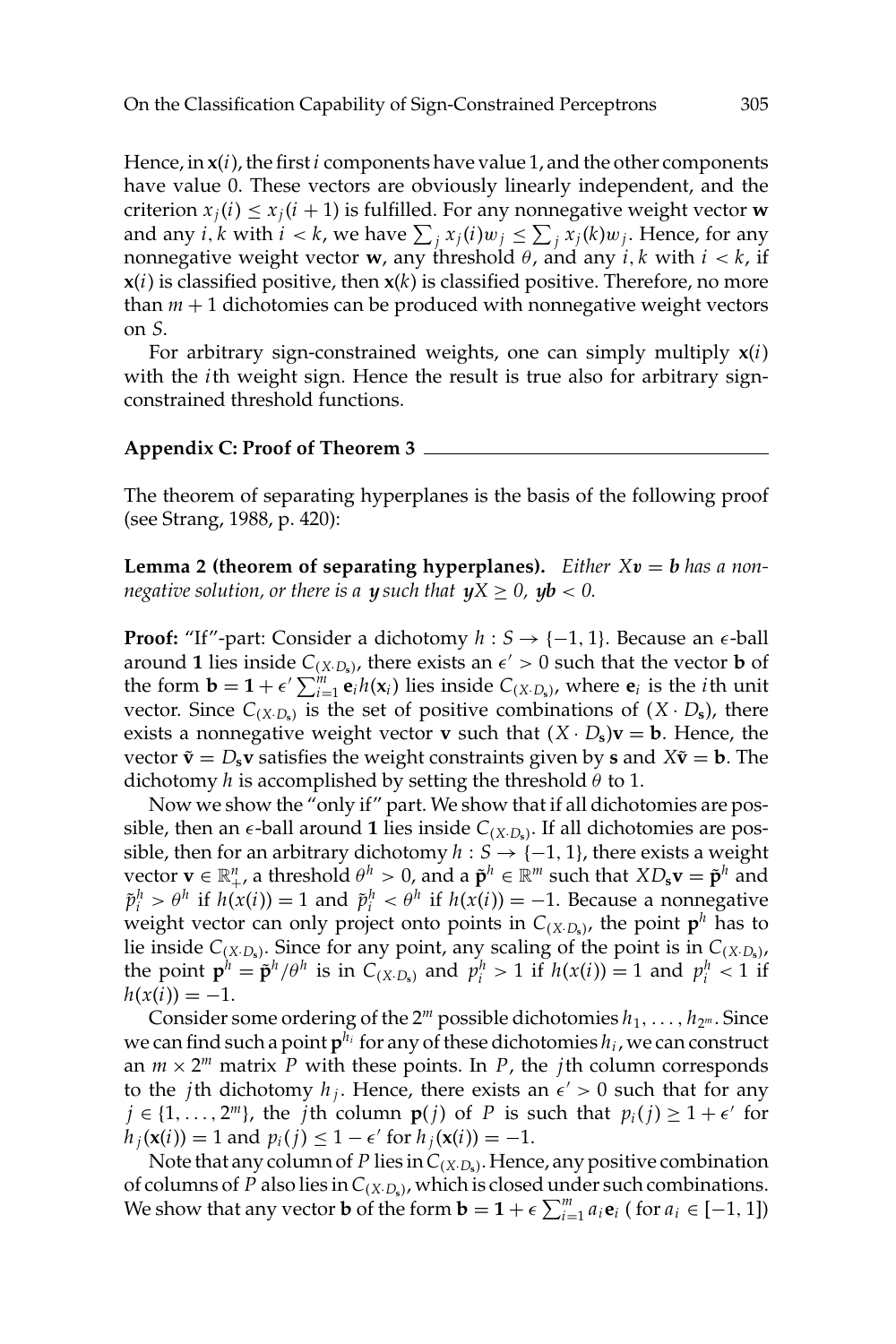Hence, in $\mathbf{x}(i)$, the first $i$ components have value 1, and the other components have value 0. These vectors are obviously linearly independent, and the criterion $x_j(i) \leq x_j(i+1)$ is fulfilled. For any nonnegative weight vector $\mathbf{w}$ and any $i, k$ with $i < k$, we have $\sum_j x_j(i) w_j \leq \sum_j x_j(k) w_j$. Hence, for any nonnegative weight vector $\mathbf{w}$, any threshold $\theta$, and any $i, k$ with $i < k$, if $\mathbf{x}(i)$ is classified positive, then $\mathbf{x}(k)$ is classified positive. Therefore, no more than $m+1$ dichotomies can be produced with nonnegative weight vectors on $S$.

For arbitrary sign-constrained weights, one can simply multiply $\mathbf{x}(i)$ with the $i$th weight sign. Hence the result is true also for arbitrary sign-constrained threshold functions.

## Appendix C: Proof of Theorem 3

The theorem of separating hyperplanes is the basis of the following proof (see Strang, 1988, p. 420):

**Lemma 2 (theorem of separating hyperplanes).** *Either $X\boldsymbol{v} = \boldsymbol{b}$ has a nonnegative solution, or there is a $\boldsymbol{y}$ such that $\boldsymbol{y}X \geq 0$, $\boldsymbol{y}\boldsymbol{b} < 0$.*

**Proof:** "If"-part: Consider a dichotomy $h : S \to \{-1, 1\}$. Because an $\epsilon$-ball around $\mathbf{1}$ lies inside $C_{(X \cdot D_\mathbf{s})}$, there exists an $\epsilon' > 0$ such that the vector $\mathbf{b}$ of the form $\mathbf{b} = \mathbf{1} + \epsilon' \sum_{i=1}^{m} \mathbf{e}_i h(\mathbf{x}_i)$ lies inside $C_{(X \cdot D_\mathbf{s})}$, where $\mathbf{e}_i$ is the $i$th unit vector. Since $C_{(X \cdot D_\mathbf{s})}$ is the set of positive combinations of $(X \cdot D_\mathbf{s})$, there exists a nonnegative weight vector $\mathbf{v}$ such that $(X \cdot D_\mathbf{s})\mathbf{v} = \mathbf{b}$. Hence, the vector $\tilde{\mathbf{v}} = D_\mathbf{s}\mathbf{v}$ satisfies the weight constraints given by $\mathbf{s}$ and $X\tilde{\mathbf{v}} = \mathbf{b}$. The dichotomy $h$ is accomplished by setting the threshold $\theta$ to 1.

Now we show the "only if" part. We show that if all dichotomies are possible, then an $\epsilon$-ball around $\mathbf{1}$ lies inside $C_{(X \cdot D_\mathbf{s})}$. If all dichotomies are possible, then for an arbitrary dichotomy $h : S \to \{-1, 1\}$, there exists a weight vector $\mathbf{v} \in \mathbb{R}_+^n$, a threshold $\theta^h > 0$, and a $\tilde{\mathbf{p}}^h \in \mathbb{R}^m$ such that $XD_\mathbf{s}\mathbf{v} = \tilde{\mathbf{p}}^h$ and $\tilde{p}_i^h > \theta^h$ if $h(x(i)) = 1$ and $\tilde{p}_i^h < \theta^h$ if $h(x(i)) = -1$. Because a nonnegative weight vector can only project onto points in $C_{(X \cdot D_\mathbf{s})}$, the point $\mathbf{p}^h$ has to lie inside $C_{(X \cdot D_\mathbf{s})}$. Since for any point, any scaling of the point is in $C_{(X \cdot D_\mathbf{s})}$, the point $\mathbf{p}^h = \tilde{\mathbf{p}}^h / \theta^h$ is in $C_{(X \cdot D_\mathbf{s})}$ and $p_i^h > 1$ if $h(x(i)) = 1$ and $p_i^h < 1$ if $h(x(i)) = -1$.

Consider some ordering of the $2^m$ possible dichotomies $h_1, \ldots, h_{2^m}$. Since we can find such a point $\mathbf{p}^{h_i}$ for any of these dichotomies $h_i$, we can construct an $m \times 2^m$ matrix $P$ with these points. In $P$, the $j$th column corresponds to the $j$th dichotomy $h_j$. Hence, there exists an $\epsilon' > 0$ such that for any $j \in \{1, \ldots, 2^m\}$, the $j$th column $\mathbf{p}(j)$ of $P$ is such that $p_i(j) \geq 1 + \epsilon'$ for $h_j(\mathbf{x}(i)) = 1$ and $p_i(j) \leq 1 - \epsilon'$ for $h_j(\mathbf{x}(i)) = -1$.

Note that any column of $P$ lies in $C_{(X \cdot D_\mathbf{s})}$. Hence, any positive combination of columns of $P$ also lies in $C_{(X \cdot D_\mathbf{s})}$, which is closed under such combinations. We show that any vector $\mathbf{b}$ of the form $\mathbf{b} = \mathbf{1} + \epsilon \sum_{i=1}^{m} a_i \mathbf{e}_i$ ( for $a_i \in [-1, 1]$)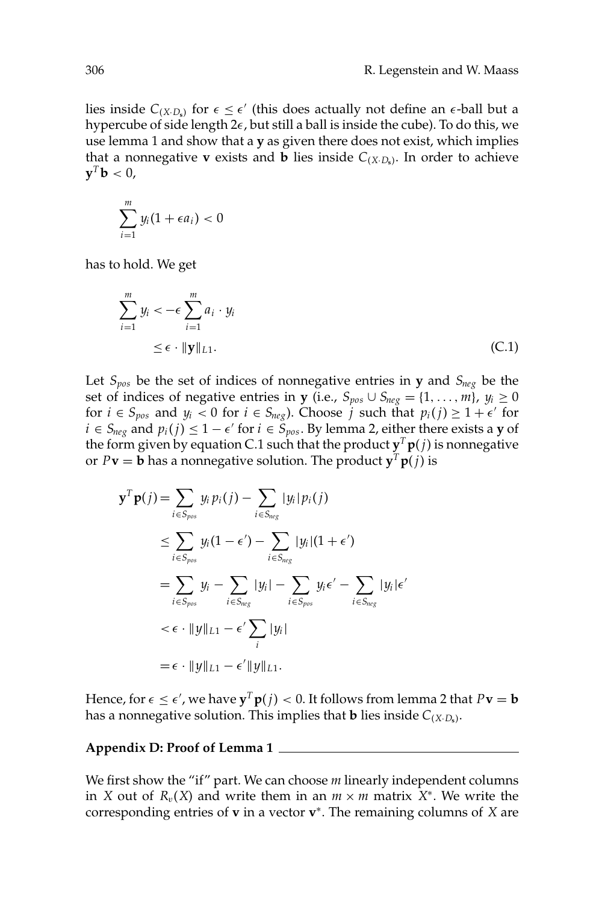lies inside $C_{(X \cdot D_s)}$ for $\epsilon \leq \epsilon'$ (this does actually not define an $\epsilon$-ball but a hypercube of side length $2\epsilon$, but still a ball is inside the cube). To do this, we use lemma 1 and show that a $\mathbf{y}$ as given there does not exist, which implies that a nonnegative $\mathbf{v}$ exists and $\mathbf{b}$ lies inside $C_{(X \cdot D_s)}$. In order to achieve $\mathbf{y}^T \mathbf{b} < 0$,

$$\sum_{i=1}^{m} y_i (1 + \epsilon a_i) < 0$$

has to hold. We get

$$\begin{aligned}
\sum_{i=1}^{m} y_i &< -\epsilon \sum_{i=1}^{m} a_i \cdot y_i \\
&\leq \epsilon \cdot \|\mathbf{y}\|_{L1}.
\end{aligned} \tag{C.1}$$

Let $S_{pos}$ be the set of indices of nonnegative entries in $\mathbf{y}$ and $S_{neg}$ be the set of indices of negative entries in $\mathbf{y}$ (i.e., $S_{pos} \cup S_{neg} = \{1, \ldots, m\}$, $y_i \geq 0$ for $i \in S_{pos}$ and $y_i < 0$ for $i \in S_{neg}$). Choose $j$ such that $p_i(j) \geq 1 + \epsilon'$ for $i \in S_{neg}$ and $p_i(j) \leq 1 - \epsilon'$ for $i \in S_{pos}$. By lemma 2, either there exists a $\mathbf{y}$ of the form given by equation C.1 such that the product $\mathbf{y}^T \mathbf{p}(j)$ is nonnegative or $P\mathbf{v} = \mathbf{b}$ has a nonnegative solution. The product $\mathbf{y}^T \mathbf{p}(j)$ is

$$\begin{aligned}
\mathbf{y}^T \mathbf{p}(j) &= \sum_{i \in S_{pos}} y_i p_i(j) - \sum_{i \in S_{neg}} |y_i| p_i(j) \\
&\leq \sum_{i \in S_{pos}} y_i (1 - \epsilon') - \sum_{i \in S_{neg}} |y_i| (1 + \epsilon') \\
&= \sum_{i \in S_{pos}} y_i - \sum_{i \in S_{neg}} |y_i| - \sum_{i \in S_{pos}} y_i \epsilon' - \sum_{i \in S_{neg}} |y_i| \epsilon' \\
&< \epsilon \cdot \|y\|_{L1} - \epsilon' \sum_{i} |y_i| \\
&= \epsilon \cdot \|y\|_{L1} - \epsilon' \|y\|_{L1}.
\end{aligned}$$

Hence, for $\epsilon \leq \epsilon'$, we have $\mathbf{y}^T \mathbf{p}(j) < 0$. It follows from lemma 2 that $P\mathbf{v} = \mathbf{b}$ has a nonnegative solution. This implies that $\mathbf{b}$ lies inside $C_{(X \cdot D_s)}$.

## Appendix D: Proof of Lemma 1

We first show the "if" part. We can choose $m$ linearly independent columns in $X$ out of $R_v(X)$ and write them in an $m \times m$ matrix $X^*$. We write the corresponding entries of $\mathbf{v}$ in a vector $\mathbf{v}^*$. The remaining columns of $X$ are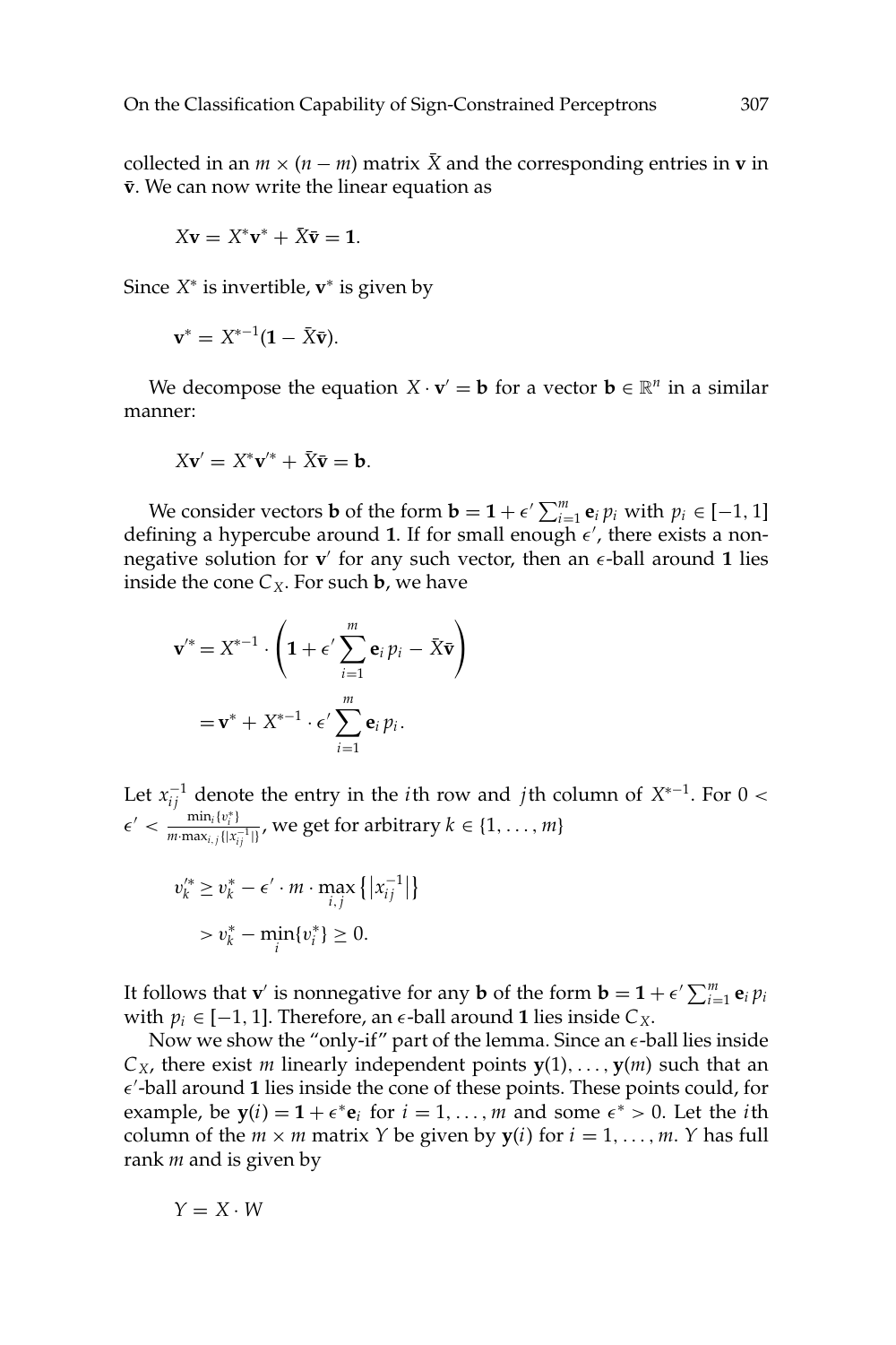collected in an $m \times (n-m)$ matrix $\bar{X}$ and the corresponding entries in $\mathbf{v}$ in $\bar{\mathbf{v}}$. We can now write the linear equation as

$$X\mathbf{v} = X^*\mathbf{v}^* + \bar{X}\bar{\mathbf{v}} = \mathbf{1}.$$

Since $X^*$ is invertible, $\mathbf{v}^*$ is given by

$$\mathbf{v}^* = X^{*-1}(\mathbf{1} - \bar{X}\bar{\mathbf{v}}).$$

We decompose the equation $X \cdot \mathbf{v}' = \mathbf{b}$ for a vector $\mathbf{b} \in \mathbb{R}^n$ in a similar manner:

$$X\mathbf{v}' = X^*\mathbf{v}'^* + \bar{X}\bar{\mathbf{v}} = \mathbf{b}.$$

We consider vectors $\mathbf{b}$ of the form $\mathbf{b} = \mathbf{1} + \epsilon' \sum_{i=1}^{m} \mathbf{e}_i p_i$ with $p_i \in [-1, 1]$ defining a hypercube around $\mathbf{1}$. If for small enough $\epsilon'$, there exists a nonnegative solution for $\mathbf{v}'$ for any such vector, then an $\epsilon$-ball around $\mathbf{1}$ lies inside the cone $C_X$. For such $\mathbf{b}$, we have

$$\begin{aligned}
\mathbf{v}'^* &= X^{*-1} \cdot \left( \mathbf{1} + \epsilon' \sum_{i=1}^{m} \mathbf{e}_i p_i - \bar{X}\bar{\mathbf{v}} \right) \\
&= \mathbf{v}^* + X^{*-1} \cdot \epsilon' \sum_{i=1}^{m} \mathbf{e}_i p_i.
\end{aligned}$$

Let $x_{ij}^{-1}$ denote the entry in the $i$th row and $j$th column of $X^{*-1}$. For $0 < \epsilon' < \frac{\min_i\{v_i^*\}}{m \cdot \max_{i,j}\{|x_{ij}^{-1}|\}}$, we get for arbitrary $k \in \{1, \ldots, m\}$

$$\begin{aligned}
v_k'^* &\geq v_k^* - \epsilon' \cdot m \cdot \max_{i,j} \left\{ \left| x_{ij}^{-1} \right| \right\} \\
&> v_k^* - \min_i \{v_i^*\} \geq 0.
\end{aligned}$$

It follows that $\mathbf{v}'$ is nonnegative for any $\mathbf{b}$ of the form $\mathbf{b} = \mathbf{1} + \epsilon' \sum_{i=1}^{m} \mathbf{e}_i p_i$ with $p_i \in [-1, 1]$. Therefore, an $\epsilon$-ball around $\mathbf{1}$ lies inside $C_X$.

Now we show the "only-if" part of the lemma. Since an $\epsilon$-ball lies inside $C_X$, there exist $m$ linearly independent points $\mathbf{y}(1), \ldots, \mathbf{y}(m)$ such that an $\epsilon'$-ball around $\mathbf{1}$ lies inside the cone of these points. These points could, for example, be $\mathbf{y}(i) = \mathbf{1} + \epsilon^* \mathbf{e}_i$ for $i = 1, \ldots, m$ and some $\epsilon^* > 0$. Let the $i$th column of the $m \times m$ matrix $Y$ be given by $\mathbf{y}(i)$ for $i = 1, \ldots, m$. $Y$ has full rank $m$ and is given by

$$Y = X \cdot W$$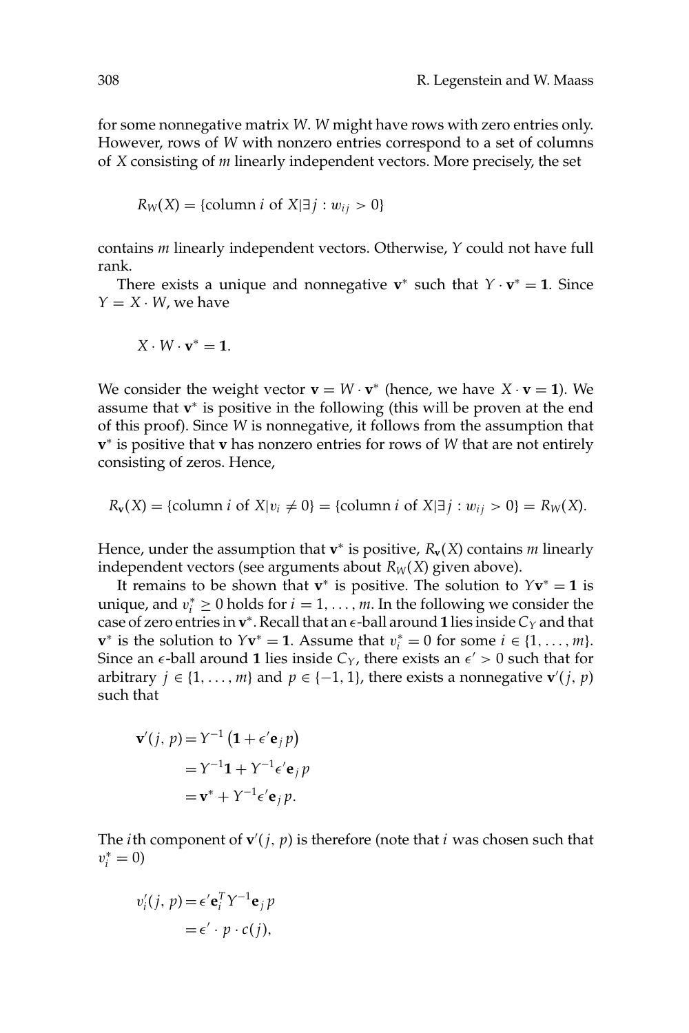for some nonnegative matrix $W$. $W$ might have rows with zero entries only. However, rows of $W$ with nonzero entries correspond to a set of columns of $X$ consisting of $m$ linearly independent vectors. More precisely, the set

$$R_W(X) = \{\text{column } i \text{ of } X | \exists j : w_{ij} > 0\}$$

contains $m$ linearly independent vectors. Otherwise, $Y$ could not have full rank.

There exists a unique and nonnegative $\mathbf{v}^*$ such that $Y \cdot \mathbf{v}^* = \mathbf{1}$. Since $Y = X \cdot W$, we have

$$X \cdot W \cdot \mathbf{v}^* = \mathbf{1}.$$

We consider the weight vector $\mathbf{v} = W \cdot \mathbf{v}^*$ (hence, we have $X \cdot \mathbf{v} = \mathbf{1}$). We assume that $\mathbf{v}^*$ is positive in the following (this will be proven at the end of this proof). Since $W$ is nonnegative, it follows from the assumption that $\mathbf{v}^*$ is positive that $\mathbf{v}$ has nonzero entries for rows of $W$ that are not entirely consisting of zeros. Hence,

$$R_{\mathbf{v}}(X) = \{\text{column } i \text{ of } X | v_i \neq 0\} = \{\text{column } i \text{ of } X | \exists j : w_{ij} > 0\} = R_W(X).$$

Hence, under the assumption that $\mathbf{v}^*$ is positive, $R_{\mathbf{v}}(X)$ contains $m$ linearly independent vectors (see arguments about $R_W(X)$ given above).

It remains to be shown that $\mathbf{v}^*$ is positive. The solution to $Y\mathbf{v}^* = \mathbf{1}$ is unique, and $v_i^* \geq 0$ holds for $i = 1, \ldots, m$. In the following we consider the case of zero entries in $\mathbf{v}^*$. Recall that an $\epsilon$-ball around $\mathbf{1}$ lies inside $C_Y$ and that $\mathbf{v}^*$ is the solution to $Y\mathbf{v}^* = \mathbf{1}$. Assume that $v_i^* = 0$ for some $i \in \{1, \ldots, m\}$. Since an $\epsilon$-ball around $\mathbf{1}$ lies inside $C_Y$, there exists an $\epsilon' > 0$ such that for arbitrary $j \in \{1, \ldots, m\}$ and $p \in \{-1, 1\}$, there exists a nonnegative $\mathbf{v}'(j, p)$ such that

$$\begin{aligned}
\mathbf{v}'(j, p) &= Y^{-1}\left(\mathbf{1} + \epsilon' \mathbf{e}_j p\right) \\
&= Y^{-1}\mathbf{1} + Y^{-1}\epsilon' \mathbf{e}_j p \\
&= \mathbf{v}^* + Y^{-1}\epsilon' \mathbf{e}_j p.
\end{aligned}$$

The $i$th component of $\mathbf{v}'(j, p)$ is therefore (note that $i$ was chosen such that $v_i^* = 0$)

$$\begin{aligned}
v_i'(j, p) &= \epsilon' \mathbf{e}_i^T Y^{-1} \mathbf{e}_j p \\
&= \epsilon' \cdot p \cdot c(j),
\end{aligned}$$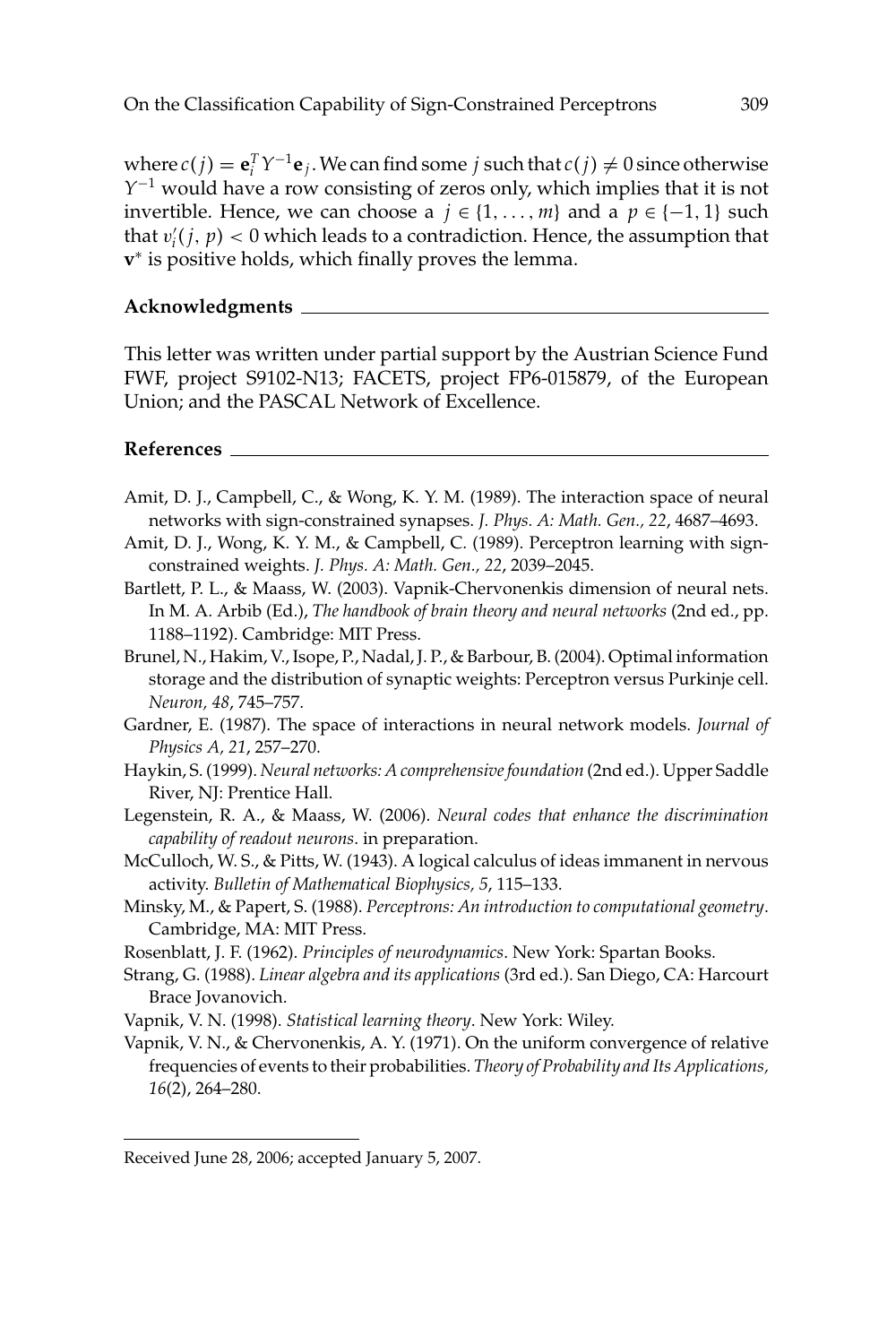where $c(j) = \mathbf{e}_i^T Y^{-1} \mathbf{e}_j$. We can find some $j$ such that $c(j) \neq 0$ since otherwise $Y^{-1}$ would have a row consisting of zeros only, which implies that it is not invertible. Hence, we can choose a $j \in \{1, \ldots, m\}$ and a $p \in \{-1, 1\}$ such that $v_i'(j, p) < 0$ which leads to a contradiction. Hence, the assumption that $\mathbf{v}^*$ is positive holds, which finally proves the lemma.

## Acknowledgments

This letter was written under partial support by the Austrian Science Fund FWF, project S9102-N13; FACETS, project FP6-015879, of the European Union; and the PASCAL Network of Excellence.

## References

Amit, D. J., Campbell, C., & Wong, K. Y. M. (1989). The interaction space of neural networks with sign-constrained synapses. *J. Phys. A: Math. Gen., 22*, 4687–4693.

Amit, D. J., Wong, K. Y. M., & Campbell, C. (1989). Perceptron learning with sign-constrained weights. *J. Phys. A: Math. Gen., 22*, 2039–2045.

Bartlett, P. L., & Maass, W. (2003). Vapnik-Chervonenkis dimension of neural nets. In M. A. Arbib (Ed.), *The handbook of brain theory and neural networks* (2nd ed., pp. 1188–1192). Cambridge: MIT Press.

Brunel, N., Hakim, V., Isope, P., Nadal, J. P., & Barbour, B. (2004). Optimal information storage and the distribution of synaptic weights: Perceptron versus Purkinje cell. *Neuron, 48*, 745–757.

Gardner, E. (1987). The space of interactions in neural network models. *Journal of Physics A, 21*, 257–270.

Haykin, S. (1999). *Neural networks: A comprehensive foundation* (2nd ed.). Upper Saddle River, NJ: Prentice Hall.

Legenstein, R. A., & Maass, W. (2006). *Neural codes that enhance the discrimination capability of readout neurons*. in preparation.

McCulloch, W. S., & Pitts, W. (1943). A logical calculus of ideas immanent in nervous activity. *Bulletin of Mathematical Biophysics, 5*, 115–133.

Minsky, M., & Papert, S. (1988). *Perceptrons: An introduction to computational geometry*. Cambridge, MA: MIT Press.

Rosenblatt, J. F. (1962). *Principles of neurodynamics*. New York: Spartan Books.

Strang, G. (1988). *Linear algebra and its applications* (3rd ed.). San Diego, CA: Harcourt Brace Jovanovich.

Vapnik, V. N. (1998). *Statistical learning theory*. New York: Wiley.

Vapnik, V. N., & Chervonenkis, A. Y. (1971). On the uniform convergence of relative frequencies of events to their probabilities. *Theory of Probability and Its Applications, 16*(2), 264–280.

---

Received June 28, 2006; accepted January 5, 2007.